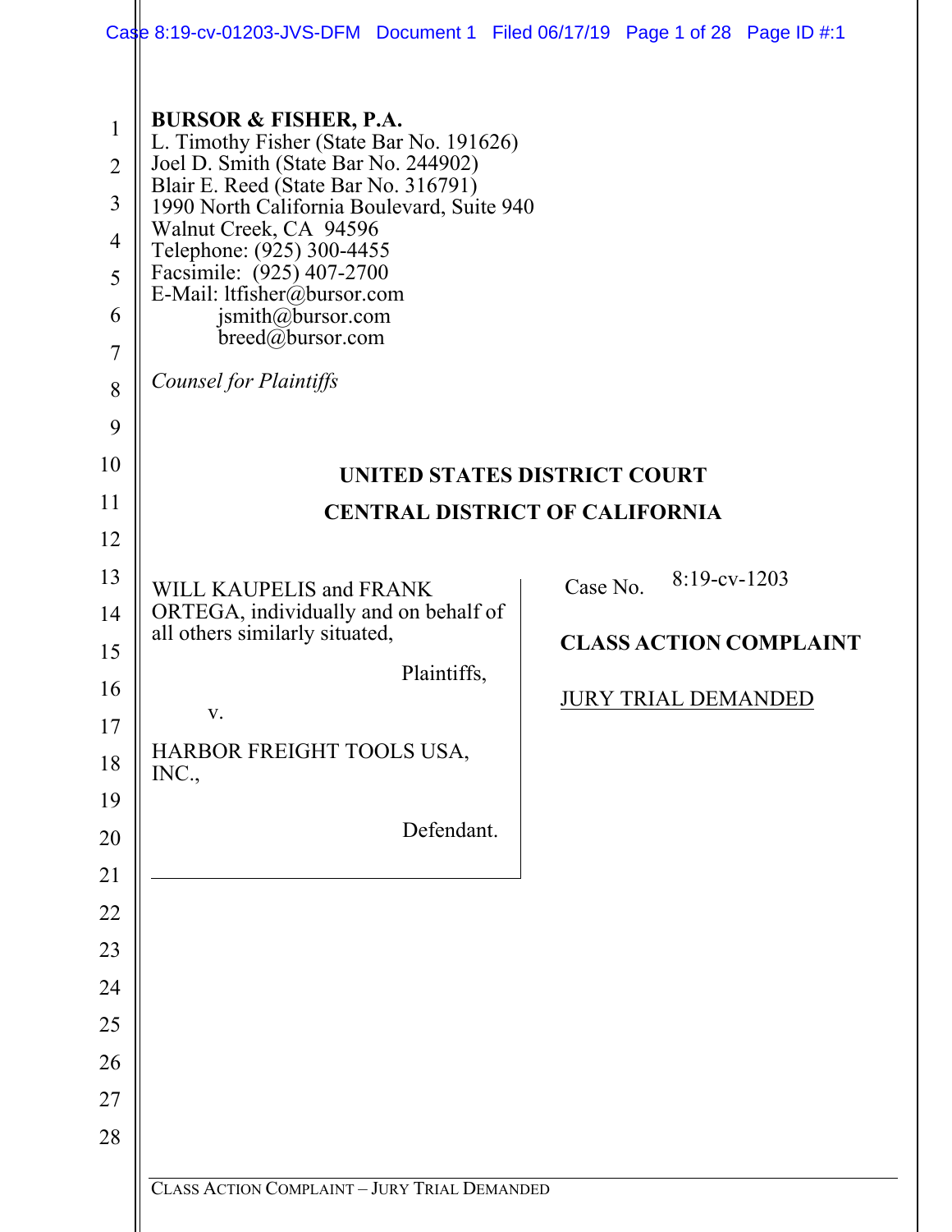**BURSOR & FISHER, P.A.**
L. Timothy Fisher (State Bar No. 191626)
Joel D. Smith (State Bar No. 244902)
Blair E. Reed (State Bar No. 316791)
1990 North California Boulevard, Suite 940
Walnut Creek, CA 94596
Telephone: (925) 300-4455
Facsimile: (925) 407-2700
E-Mail: ltfisher@bursor.com
jsmith@bursor.com
breed@bursor.com

*Counsel for Plaintiffs*

**UNITED STATES DISTRICT COURT**

**CENTRAL DISTRICT OF CALIFORNIA**

WILL KAUPELIS and FRANK ORTEGA, individually and on behalf of all others similarly situated,

Plaintiffs,

v.

HARBOR FREIGHT TOOLS USA, INC.,

Defendant.

Case No. 8:19-cv-1203

**CLASS ACTION COMPLAINT**

JURY TRIAL DEMANDED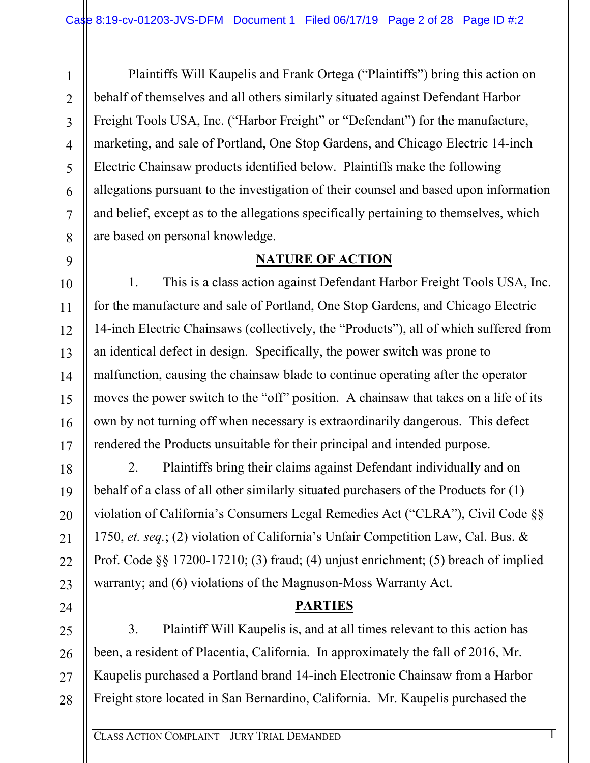Plaintiffs Will Kaupelis and Frank Ortega ("Plaintiffs") bring this action on behalf of themselves and all others similarly situated against Defendant Harbor Freight Tools USA, Inc. ("Harbor Freight" or "Defendant") for the manufacture, marketing, and sale of Portland, One Stop Gardens, and Chicago Electric 14-inch Electric Chainsaw products identified below. Plaintiffs make the following allegations pursuant to the investigation of their counsel and based upon information and belief, except as to the allegations specifically pertaining to themselves, which are based on personal knowledge.

## NATURE OF ACTION

1. This is a class action against Defendant Harbor Freight Tools USA, Inc. for the manufacture and sale of Portland, One Stop Gardens, and Chicago Electric 14-inch Electric Chainsaws (collectively, the "Products"), all of which suffered from an identical defect in design. Specifically, the power switch was prone to malfunction, causing the chainsaw blade to continue operating after the operator moves the power switch to the "off" position. A chainsaw that takes on a life of its own by not turning off when necessary is extraordinarily dangerous. This defect rendered the Products unsuitable for their principal and intended purpose.

2. Plaintiffs bring their claims against Defendant individually and on behalf of a class of all other similarly situated purchasers of the Products for (1) violation of California's Consumers Legal Remedies Act ("CLRA"), Civil Code §§ 1750, *et. seq.*; (2) violation of California's Unfair Competition Law, Cal. Bus. & Prof. Code §§ 17200-17210; (3) fraud; (4) unjust enrichment; (5) breach of implied warranty; and (6) violations of the Magnuson-Moss Warranty Act.

## PARTIES

3. Plaintiff Will Kaupelis is, and at all times relevant to this action has been, a resident of Placentia, California. In approximately the fall of 2016, Mr. Kaupelis purchased a Portland brand 14-inch Electronic Chainsaw from a Harbor Freight store located in San Bernardino, California. Mr. Kaupelis purchased the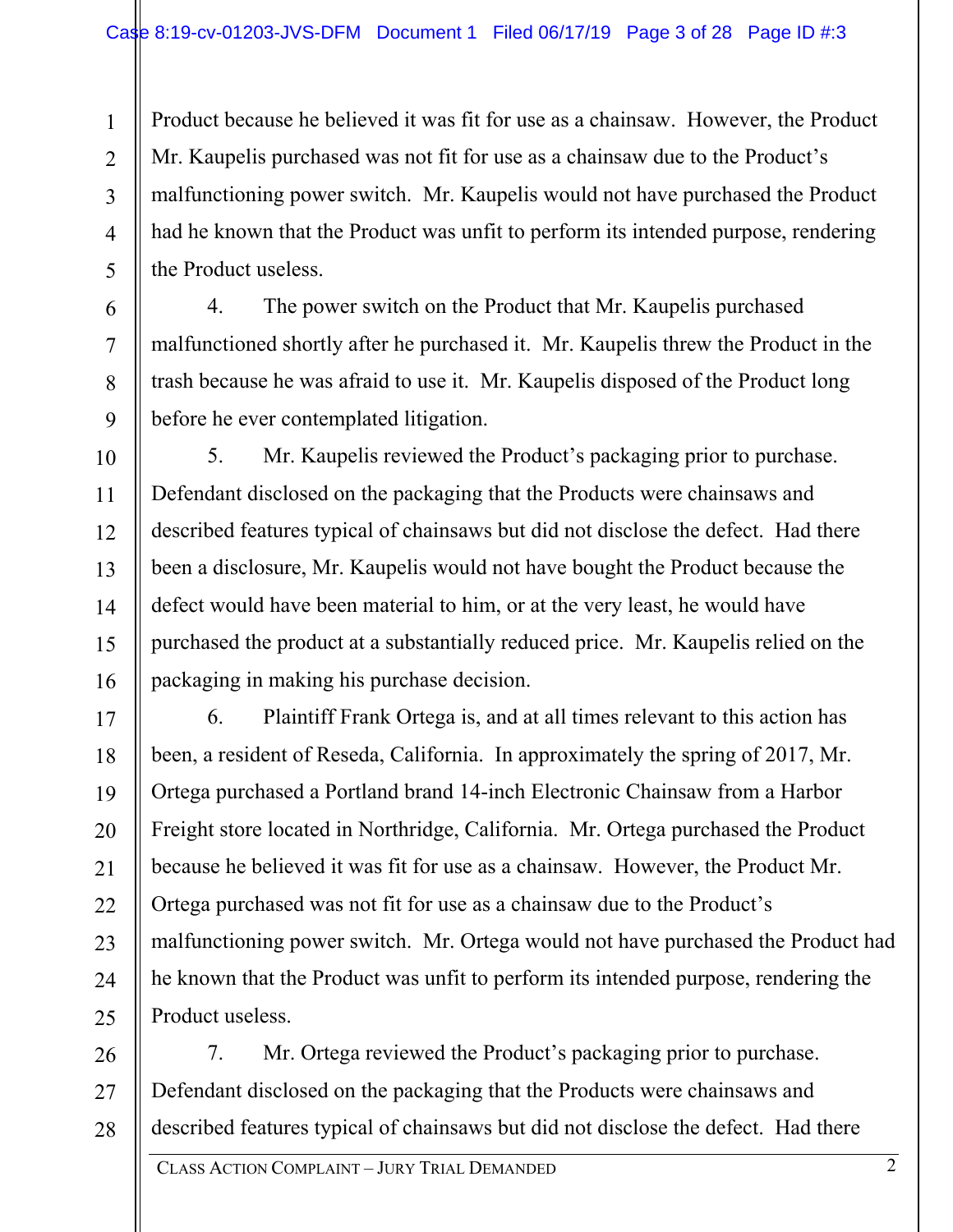Product because he believed it was fit for use as a chainsaw. However, the Product Mr. Kaupelis purchased was not fit for use as a chainsaw due to the Product's malfunctioning power switch. Mr. Kaupelis would not have purchased the Product had he known that the Product was unfit to perform its intended purpose, rendering the Product useless.

4. The power switch on the Product that Mr. Kaupelis purchased malfunctioned shortly after he purchased it. Mr. Kaupelis threw the Product in the trash because he was afraid to use it. Mr. Kaupelis disposed of the Product long before he ever contemplated litigation.

5. Mr. Kaupelis reviewed the Product's packaging prior to purchase. Defendant disclosed on the packaging that the Products were chainsaws and described features typical of chainsaws but did not disclose the defect. Had there been a disclosure, Mr. Kaupelis would not have bought the Product because the defect would have been material to him, or at the very least, he would have purchased the product at a substantially reduced price. Mr. Kaupelis relied on the packaging in making his purchase decision.

6. Plaintiff Frank Ortega is, and at all times relevant to this action has been, a resident of Reseda, California. In approximately the spring of 2017, Mr. Ortega purchased a Portland brand 14-inch Electronic Chainsaw from a Harbor Freight store located in Northridge, California. Mr. Ortega purchased the Product because he believed it was fit for use as a chainsaw. However, the Product Mr. Ortega purchased was not fit for use as a chainsaw due to the Product's malfunctioning power switch. Mr. Ortega would not have purchased the Product had he known that the Product was unfit to perform its intended purpose, rendering the Product useless.

7. Mr. Ortega reviewed the Product's packaging prior to purchase. Defendant disclosed on the packaging that the Products were chainsaws and described features typical of chainsaws but did not disclose the defect. Had there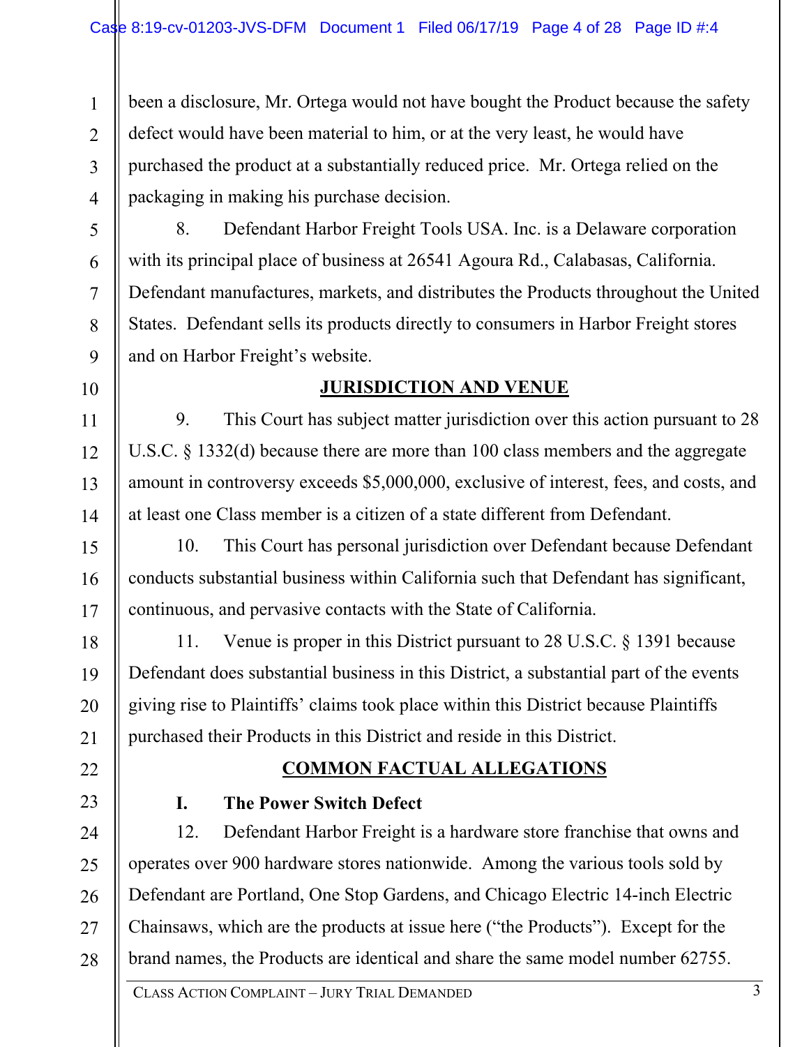been a disclosure, Mr. Ortega would not have bought the Product because the safety defect would have been material to him, or at the very least, he would have purchased the product at a substantially reduced price. Mr. Ortega relied on the packaging in making his purchase decision.

8. Defendant Harbor Freight Tools USA. Inc. is a Delaware corporation with its principal place of business at 26541 Agoura Rd., Calabasas, California. Defendant manufactures, markets, and distributes the Products throughout the United States. Defendant sells its products directly to consumers in Harbor Freight stores and on Harbor Freight's website.

## JURISDICTION AND VENUE

9. This Court has subject matter jurisdiction over this action pursuant to 28 U.S.C. § 1332(d) because there are more than 100 class members and the aggregate amount in controversy exceeds $5,000,000, exclusive of interest, fees, and costs, and at least one Class member is a citizen of a state different from Defendant.

10. This Court has personal jurisdiction over Defendant because Defendant conducts substantial business within California such that Defendant has significant, continuous, and pervasive contacts with the State of California.

11. Venue is proper in this District pursuant to 28 U.S.C. § 1391 because Defendant does substantial business in this District, a substantial part of the events giving rise to Plaintiffs' claims took place within this District because Plaintiffs purchased their Products in this District and reside in this District.

## COMMON FACTUAL ALLEGATIONS

### I. The Power Switch Defect

12. Defendant Harbor Freight is a hardware store franchise that owns and operates over 900 hardware stores nationwide. Among the various tools sold by Defendant are Portland, One Stop Gardens, and Chicago Electric 14-inch Electric Chainsaws, which are the products at issue here ("the Products"). Except for the brand names, the Products are identical and share the same model number 62755.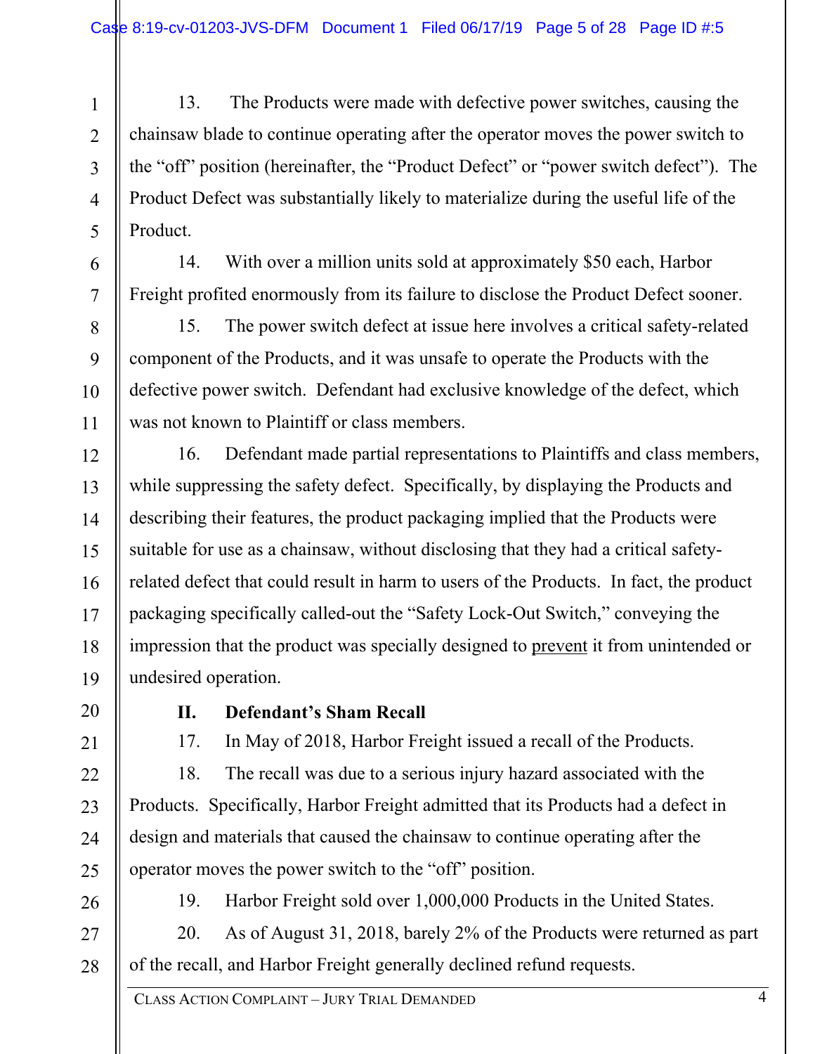13. The Products were made with defective power switches, causing the chainsaw blade to continue operating after the operator moves the power switch to the "off" position (hereinafter, the "Product Defect" or "power switch defect"). The Product Defect was substantially likely to materialize during the useful life of the Product.

14. With over a million units sold at approximately $50 each, Harbor Freight profited enormously from its failure to disclose the Product Defect sooner.

15. The power switch defect at issue here involves a critical safety-related component of the Products, and it was unsafe to operate the Products with the defective power switch. Defendant had exclusive knowledge of the defect, which was not known to Plaintiff or class members.

16. Defendant made partial representations to Plaintiffs and class members, while suppressing the safety defect. Specifically, by displaying the Products and describing their features, the product packaging implied that the Products were suitable for use as a chainsaw, without disclosing that they had a critical safety-related defect that could result in harm to users of the Products. In fact, the product packaging specifically called-out the "Safety Lock-Out Switch," conveying the impression that the product was specially designed to <u>prevent</u> it from unintended or undesired operation.

## II. Defendant's Sham Recall

17. In May of 2018, Harbor Freight issued a recall of the Products.

18. The recall was due to a serious injury hazard associated with the Products. Specifically, Harbor Freight admitted that its Products had a defect in design and materials that caused the chainsaw to continue operating after the operator moves the power switch to the "off" position.

19. Harbor Freight sold over 1,000,000 Products in the United States.

20. As of August 31, 2018, barely 2% of the Products were returned as part of the recall, and Harbor Freight generally declined refund requests.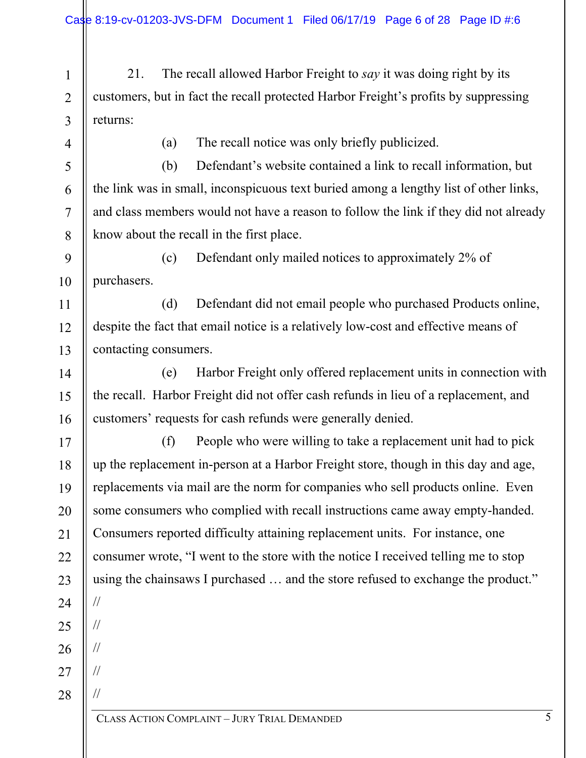21. The recall allowed Harbor Freight to *say* it was doing right by its customers, but in fact the recall protected Harbor Freight's profits by suppressing returns:

(a) The recall notice was only briefly publicized.

(b) Defendant's website contained a link to recall information, but the link was in small, inconspicuous text buried among a lengthy list of other links, and class members would not have a reason to follow the link if they did not already know about the recall in the first place.

(c) Defendant only mailed notices to approximately 2% of purchasers.

(d) Defendant did not email people who purchased Products online, despite the fact that email notice is a relatively low-cost and effective means of contacting consumers.

(e) Harbor Freight only offered replacement units in connection with the recall. Harbor Freight did not offer cash refunds in lieu of a replacement, and customers' requests for cash refunds were generally denied.

(f) People who were willing to take a replacement unit had to pick up the replacement in-person at a Harbor Freight store, though in this day and age, replacements via mail are the norm for companies who sell products online. Even some consumers who complied with recall instructions came away empty-handed. Consumers reported difficulty attaining replacement units. For instance, one consumer wrote, "I went to the store with the notice I received telling me to stop using the chainsaws I purchased … and the store refused to exchange the product."

//

//

//

//

//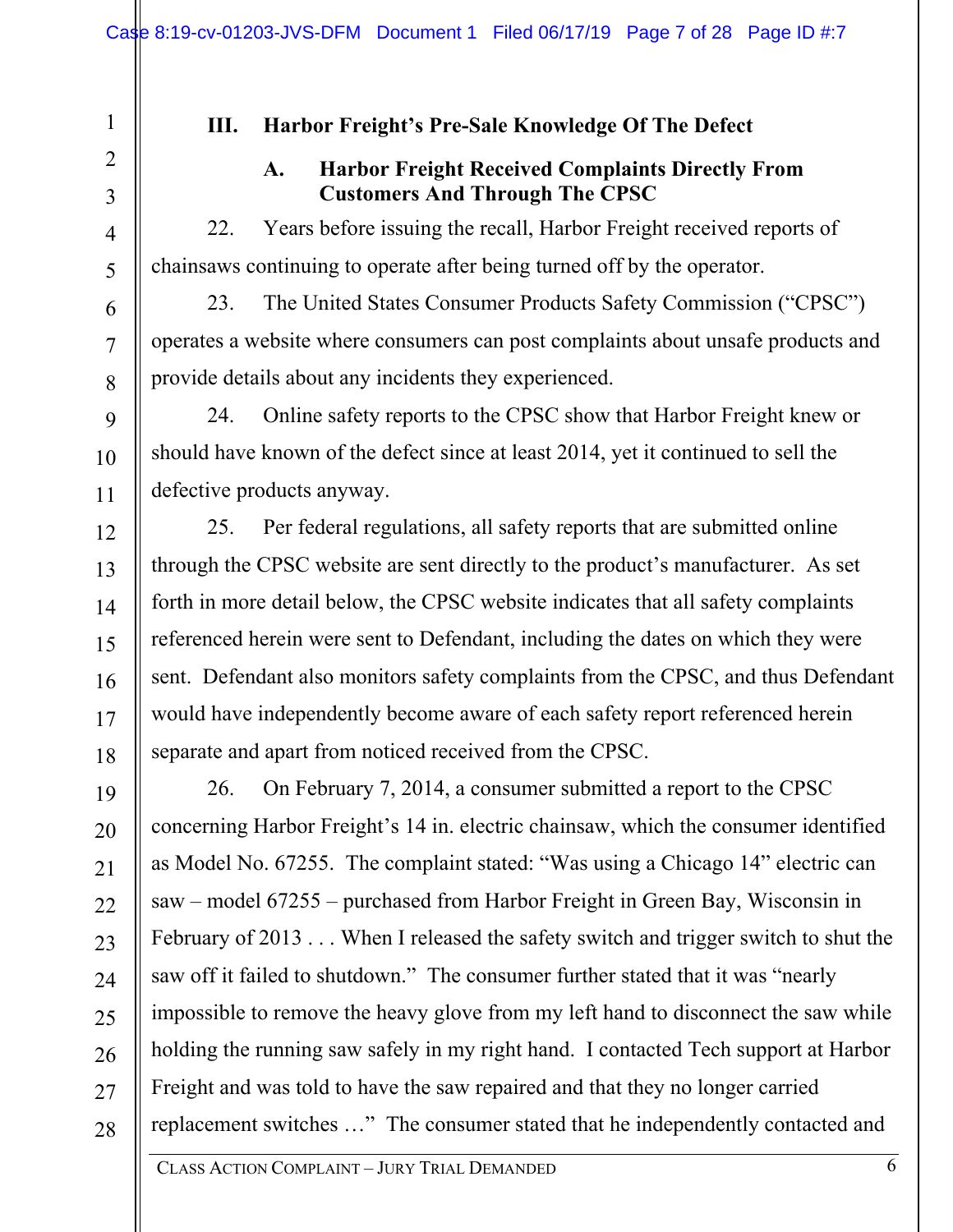## III. Harbor Freight's Pre-Sale Knowledge Of The Defect

### A. Harbor Freight Received Complaints Directly From Customers And Through The CPSC

22. Years before issuing the recall, Harbor Freight received reports of chainsaws continuing to operate after being turned off by the operator.

23. The United States Consumer Products Safety Commission ("CPSC") operates a website where consumers can post complaints about unsafe products and provide details about any incidents they experienced.

24. Online safety reports to the CPSC show that Harbor Freight knew or should have known of the defect since at least 2014, yet it continued to sell the defective products anyway.

25. Per federal regulations, all safety reports that are submitted online through the CPSC website are sent directly to the product's manufacturer. As set forth in more detail below, the CPSC website indicates that all safety complaints referenced herein were sent to Defendant, including the dates on which they were sent. Defendant also monitors safety complaints from the CPSC, and thus Defendant would have independently become aware of each safety report referenced herein separate and apart from noticed received from the CPSC.

26. On February 7, 2014, a consumer submitted a report to the CPSC concerning Harbor Freight's 14 in. electric chainsaw, which the consumer identified as Model No. 67255. The complaint stated: "Was using a Chicago 14" electric can saw – model 67255 – purchased from Harbor Freight in Green Bay, Wisconsin in February of 2013 . . . When I released the safety switch and trigger switch to shut the saw off it failed to shutdown." The consumer further stated that it was "nearly impossible to remove the heavy glove from my left hand to disconnect the saw while holding the running saw safely in my right hand. I contacted Tech support at Harbor Freight and was told to have the saw repaired and that they no longer carried replacement switches …" The consumer stated that he independently contacted and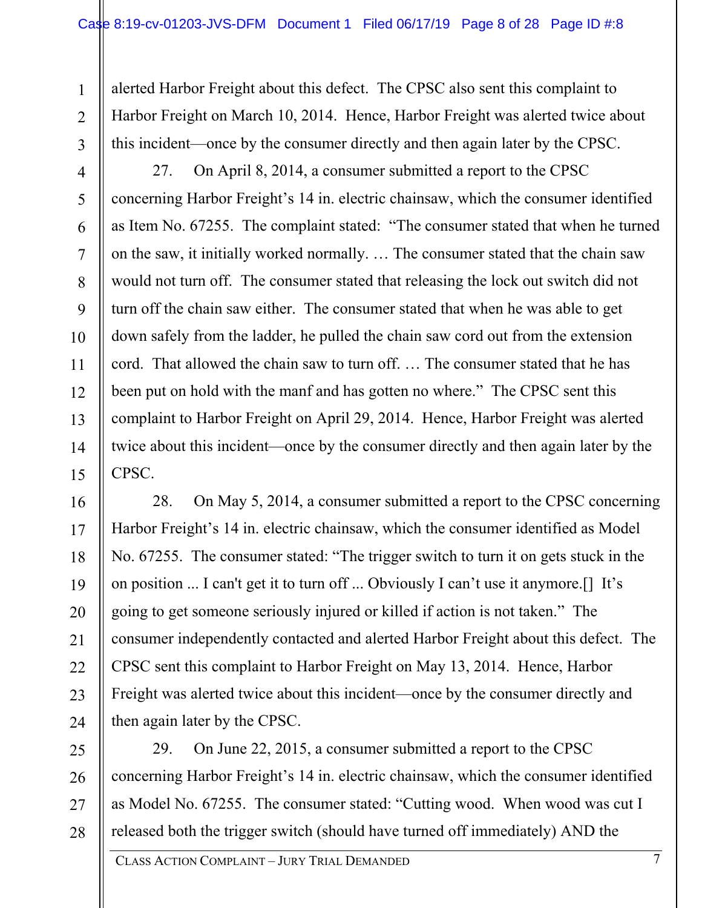alerted Harbor Freight about this defect. The CPSC also sent this complaint to Harbor Freight on March 10, 2014. Hence, Harbor Freight was alerted twice about this incident—once by the consumer directly and then again later by the CPSC.

27. On April 8, 2014, a consumer submitted a report to the CPSC concerning Harbor Freight's 14 in. electric chainsaw, which the consumer identified as Item No. 67255. The complaint stated: "The consumer stated that when he turned on the saw, it initially worked normally. … The consumer stated that the chain saw would not turn off. The consumer stated that releasing the lock out switch did not turn off the chain saw either. The consumer stated that when he was able to get down safely from the ladder, he pulled the chain saw cord out from the extension cord. That allowed the chain saw to turn off. … The consumer stated that he has been put on hold with the manf and has gotten no where." The CPSC sent this complaint to Harbor Freight on April 29, 2014. Hence, Harbor Freight was alerted twice about this incident—once by the consumer directly and then again later by the CPSC.

28. On May 5, 2014, a consumer submitted a report to the CPSC concerning Harbor Freight's 14 in. electric chainsaw, which the consumer identified as Model No. 67255. The consumer stated: "The trigger switch to turn it on gets stuck in the on position ... I can't get it to turn off ... Obviously I can't use it anymore.[] It's going to get someone seriously injured or killed if action is not taken." The consumer independently contacted and alerted Harbor Freight about this defect. The CPSC sent this complaint to Harbor Freight on May 13, 2014. Hence, Harbor Freight was alerted twice about this incident—once by the consumer directly and then again later by the CPSC.

29. On June 22, 2015, a consumer submitted a report to the CPSC concerning Harbor Freight's 14 in. electric chainsaw, which the consumer identified as Model No. 67255. The consumer stated: "Cutting wood. When wood was cut I released both the trigger switch (should have turned off immediately) AND the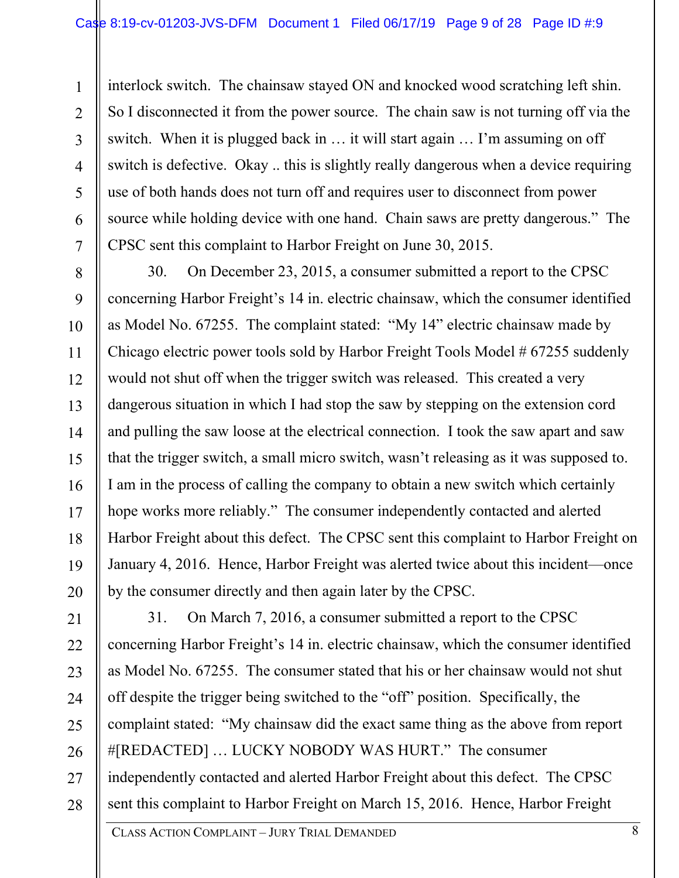interlock switch. The chainsaw stayed ON and knocked wood scratching left shin. So I disconnected it from the power source. The chain saw is not turning off via the switch. When it is plugged back in … it will start again … I'm assuming on off switch is defective. Okay .. this is slightly really dangerous when a device requiring use of both hands does not turn off and requires user to disconnect from power source while holding device with one hand. Chain saws are pretty dangerous." The CPSC sent this complaint to Harbor Freight on June 30, 2015.

30. On December 23, 2015, a consumer submitted a report to the CPSC concerning Harbor Freight's 14 in. electric chainsaw, which the consumer identified as Model No. 67255. The complaint stated: "My 14" electric chainsaw made by Chicago electric power tools sold by Harbor Freight Tools Model # 67255 suddenly would not shut off when the trigger switch was released. This created a very dangerous situation in which I had stop the saw by stepping on the extension cord and pulling the saw loose at the electrical connection. I took the saw apart and saw that the trigger switch, a small micro switch, wasn't releasing as it was supposed to. I am in the process of calling the company to obtain a new switch which certainly hope works more reliably." The consumer independently contacted and alerted Harbor Freight about this defect. The CPSC sent this complaint to Harbor Freight on January 4, 2016. Hence, Harbor Freight was alerted twice about this incident—once by the consumer directly and then again later by the CPSC.

31. On March 7, 2016, a consumer submitted a report to the CPSC concerning Harbor Freight's 14 in. electric chainsaw, which the consumer identified as Model No. 67255. The consumer stated that his or her chainsaw would not shut off despite the trigger being switched to the "off" position. Specifically, the complaint stated: "My chainsaw did the exact same thing as the above from report #[REDACTED] … LUCKY NOBODY WAS HURT." The consumer independently contacted and alerted Harbor Freight about this defect. The CPSC sent this complaint to Harbor Freight on March 15, 2016. Hence, Harbor Freight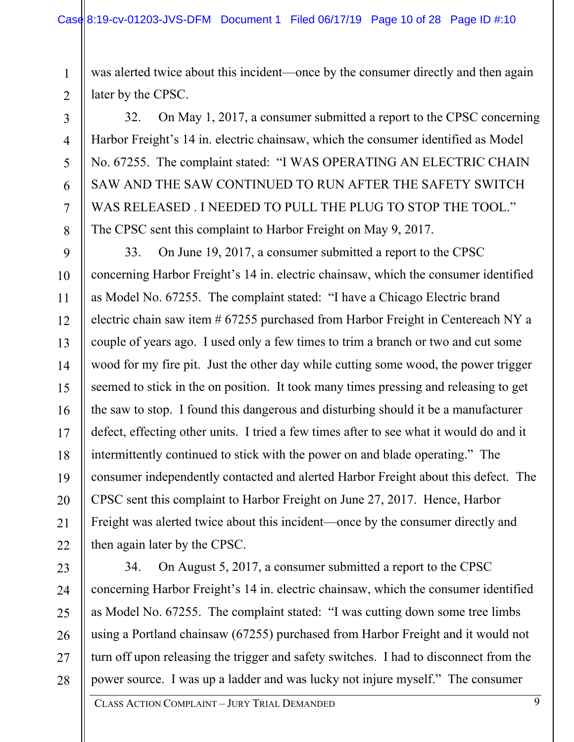was alerted twice about this incident—once by the consumer directly and then again later by the CPSC.

32. On May 1, 2017, a consumer submitted a report to the CPSC concerning Harbor Freight's 14 in. electric chainsaw, which the consumer identified as Model No. 67255. The complaint stated: "I WAS OPERATING AN ELECTRIC CHAIN SAW AND THE SAW CONTINUED TO RUN AFTER THE SAFETY SWITCH WAS RELEASED . I NEEDED TO PULL THE PLUG TO STOP THE TOOL." The CPSC sent this complaint to Harbor Freight on May 9, 2017.

33. On June 19, 2017, a consumer submitted a report to the CPSC concerning Harbor Freight's 14 in. electric chainsaw, which the consumer identified as Model No. 67255. The complaint stated: "I have a Chicago Electric brand electric chain saw item # 67255 purchased from Harbor Freight in Centereach NY a couple of years ago. I used only a few times to trim a branch or two and cut some wood for my fire pit. Just the other day while cutting some wood, the power trigger seemed to stick in the on position. It took many times pressing and releasing to get the saw to stop. I found this dangerous and disturbing should it be a manufacturer defect, effecting other units. I tried a few times after to see what it would do and it intermittently continued to stick with the power on and blade operating." The consumer independently contacted and alerted Harbor Freight about this defect. The CPSC sent this complaint to Harbor Freight on June 27, 2017. Hence, Harbor Freight was alerted twice about this incident—once by the consumer directly and then again later by the CPSC.

34. On August 5, 2017, a consumer submitted a report to the CPSC concerning Harbor Freight's 14 in. electric chainsaw, which the consumer identified as Model No. 67255. The complaint stated: "I was cutting down some tree limbs using a Portland chainsaw (67255) purchased from Harbor Freight and it would not turn off upon releasing the trigger and safety switches. I had to disconnect from the power source. I was up a ladder and was lucky not injure myself." The consumer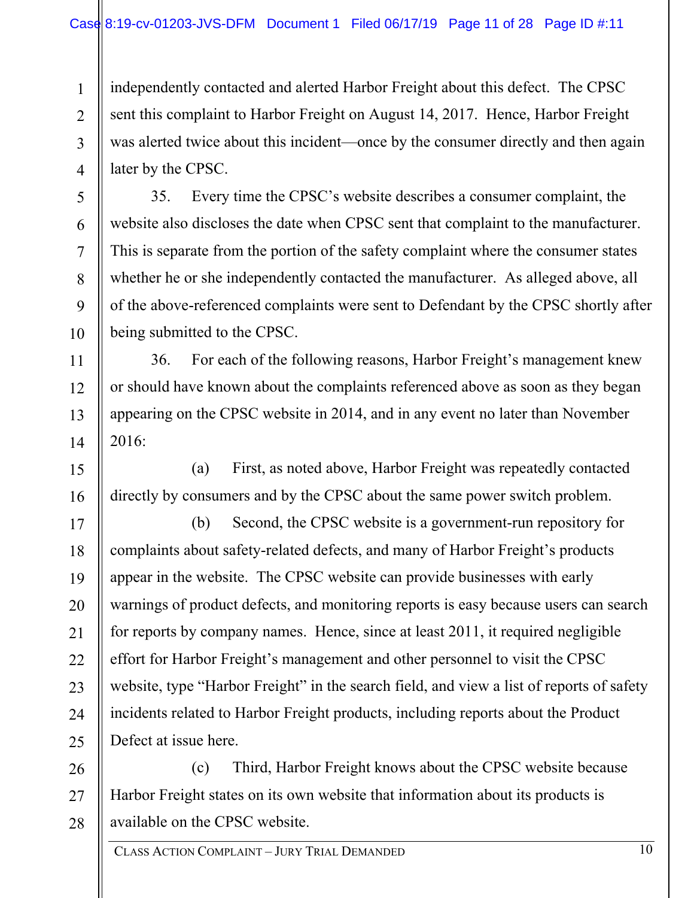independently contacted and alerted Harbor Freight about this defect. The CPSC sent this complaint to Harbor Freight on August 14, 2017. Hence, Harbor Freight was alerted twice about this incident—once by the consumer directly and then again later by the CPSC.

35. Every time the CPSC's website describes a consumer complaint, the website also discloses the date when CPSC sent that complaint to the manufacturer. This is separate from the portion of the safety complaint where the consumer states whether he or she independently contacted the manufacturer. As alleged above, all of the above-referenced complaints were sent to Defendant by the CPSC shortly after being submitted to the CPSC.

36. For each of the following reasons, Harbor Freight's management knew or should have known about the complaints referenced above as soon as they began appearing on the CPSC website in 2014, and in any event no later than November 2016:

(a) First, as noted above, Harbor Freight was repeatedly contacted directly by consumers and by the CPSC about the same power switch problem.

(b) Second, the CPSC website is a government-run repository for complaints about safety-related defects, and many of Harbor Freight's products appear in the website. The CPSC website can provide businesses with early warnings of product defects, and monitoring reports is easy because users can search for reports by company names. Hence, since at least 2011, it required negligible effort for Harbor Freight's management and other personnel to visit the CPSC website, type "Harbor Freight" in the search field, and view a list of reports of safety incidents related to Harbor Freight products, including reports about the Product Defect at issue here.

(c) Third, Harbor Freight knows about the CPSC website because Harbor Freight states on its own website that information about its products is available on the CPSC website.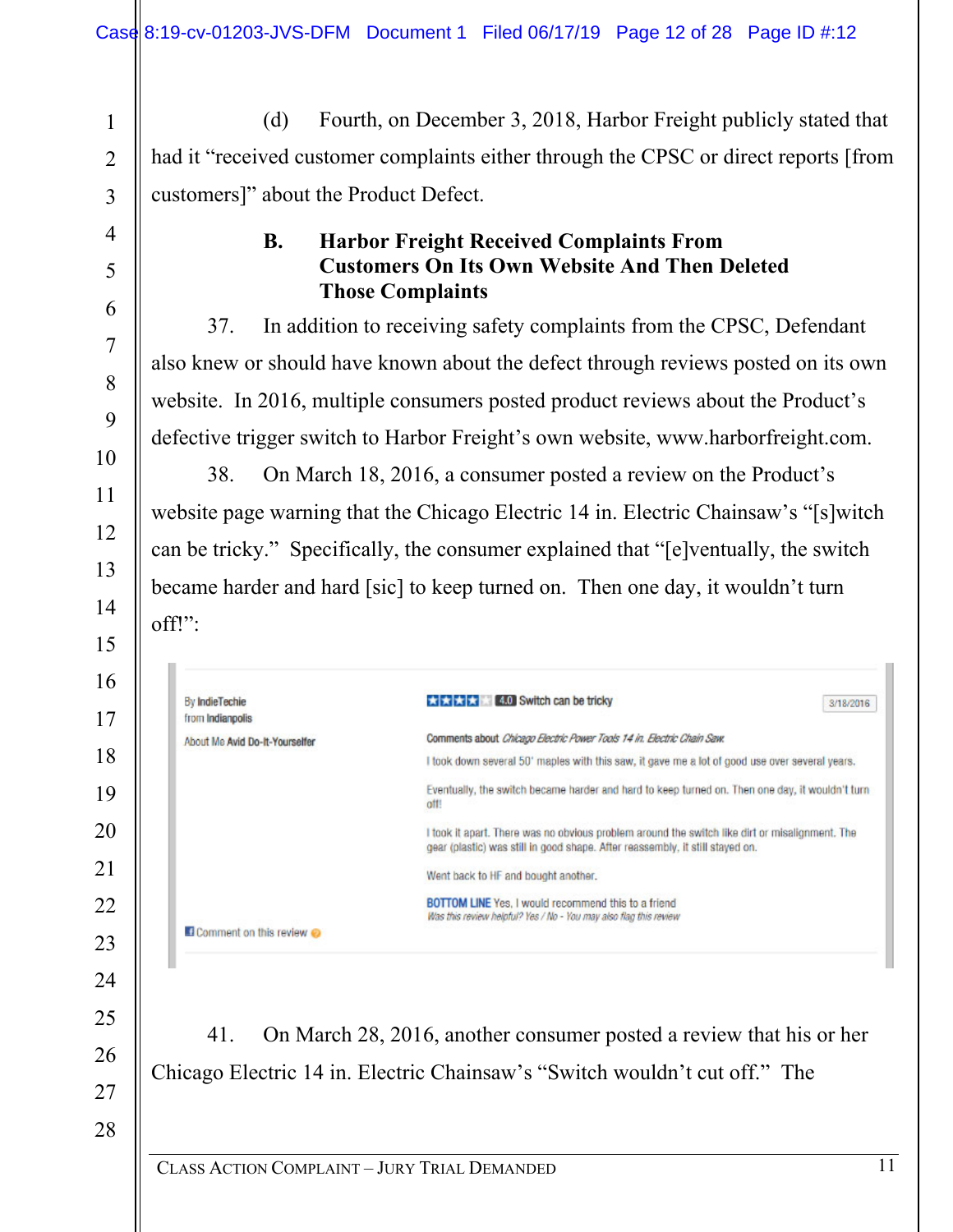(d) Fourth, on December 3, 2018, Harbor Freight publicly stated that had it "received customer complaints either through the CPSC or direct reports [from customers]" about the Product Defect.

### B. Harbor Freight Received Complaints From Customers On Its Own Website And Then Deleted Those Complaints

37. In addition to receiving safety complaints from the CPSC, Defendant also knew or should have known about the defect through reviews posted on its own website. In 2016, multiple consumers posted product reviews about the Product's defective trigger switch to Harbor Freight's own website, www.harborfreight.com.

38. On March 18, 2016, a consumer posted a review on the Product's website page warning that the Chicago Electric 14 in. Electric Chainsaw's "[s]witch can be tricky." Specifically, the consumer explained that "[e]ventually, the switch became harder and hard [sic] to keep turned on. Then one day, it wouldn't turn off!":

> By IndieTechie
> from Indianpolis
> About Me Avid Do-It-Yourselfer
>
> 4.0 Switch can be tricky — 3/18/2016
>
> Comments about *Chicago Electric Power Tools 14 in. Electric Chain Saw*
>
> I took down several 50' maples with this saw, it gave me a lot of good use over several years.
>
> Eventually, the switch became harder and hard to keep turned on. Then one day, it wouldn't turn off!
>
> I took it apart. There was no obvious problem around the switch like dirt or misalignment. The gear (plastic) was still in good shape. After reassembly, it still stayed on.
>
> Went back to HF and bought another.
>
> BOTTOM LINE Yes, I would recommend this to a friend
> *Was this review helpful? Yes / No - You may also flag this review*
>
> Comment on this review

41. On March 28, 2016, another consumer posted a review that his or her Chicago Electric 14 in. Electric Chainsaw's "Switch wouldn't cut off." The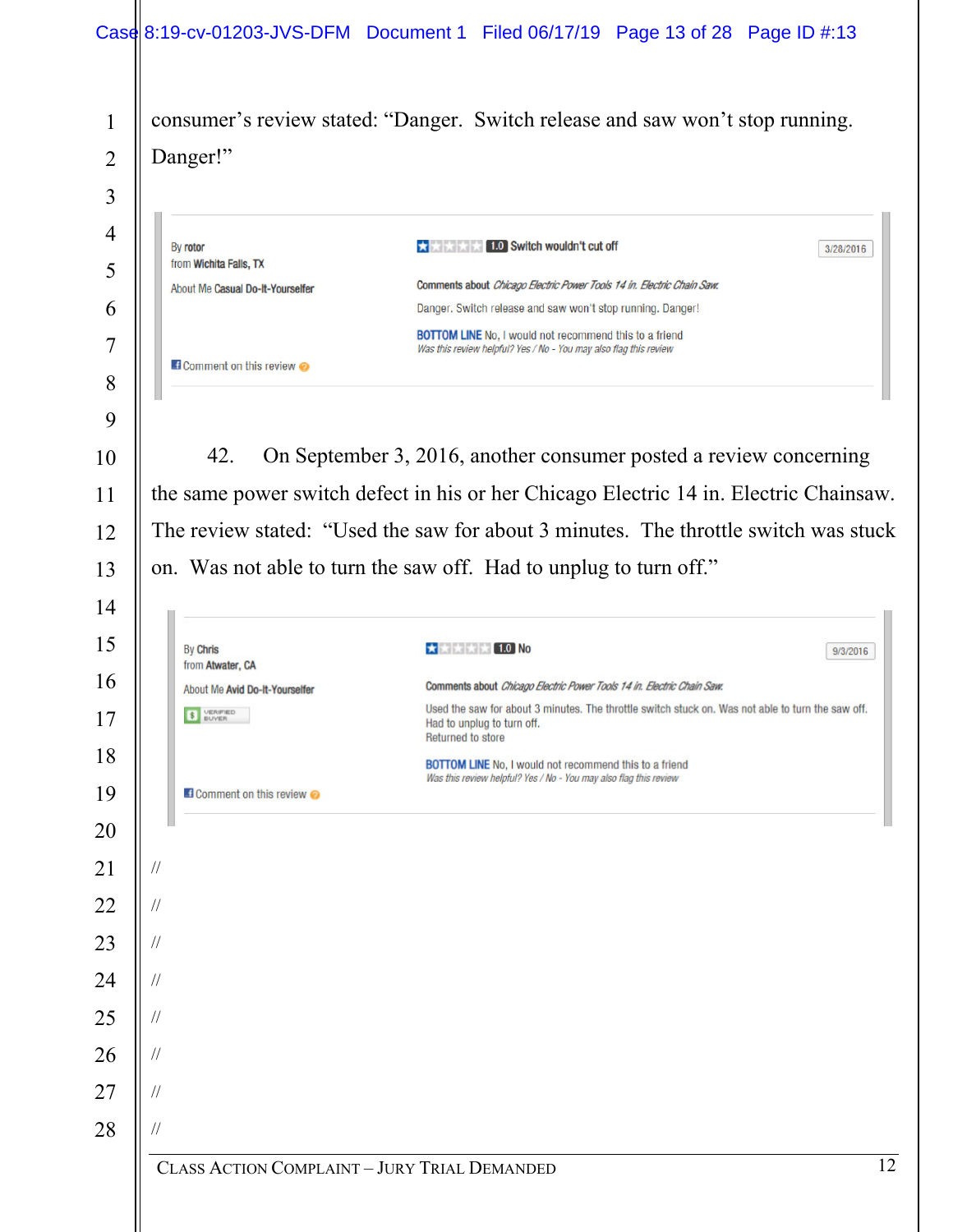consumer's review stated: "Danger. Switch release and saw won't stop running. Danger!"

> By rotor
> from Wichita Falls, TX
>
> About Me Casual Do-It-Yourselfer
>
> 1.0 Switch wouldn't cut off — 3/28/2016
>
> Comments about *Chicago Electric Power Tools 14 in. Electric Chain Saw*
>
> Danger. Switch release and saw won't stop running. Danger!
>
> BOTTOM LINE No, I would not recommend this to a friend
>
> *Was this review helpful? Yes / No - You may also flag this review*
>
> Comment on this review

42. On September 3, 2016, another consumer posted a review concerning the same power switch defect in his or her Chicago Electric 14 in. Electric Chainsaw. The review stated: "Used the saw for about 3 minutes. The throttle switch was stuck on. Was not able to turn the saw off. Had to unplug to turn off."

> By Chris
> from Atwater, CA
>
> About Me Avid Do-It-Yourselfer
>
> VERIFIED BUYER
>
> 1.0 No — 9/3/2016
>
> Comments about *Chicago Electric Power Tools 14 in. Electric Chain Saw*
>
> Used the saw for about 3 minutes. The throttle switch stuck on. Was not able to turn the saw off.
> Had to unplug to turn off.
> Returned to store
>
> BOTTOM LINE No, I would not recommend this to a friend
>
> *Was this review helpful? Yes / No - You may also flag this review*
>
> Comment on this review

//

//

//

//

//

//

//

//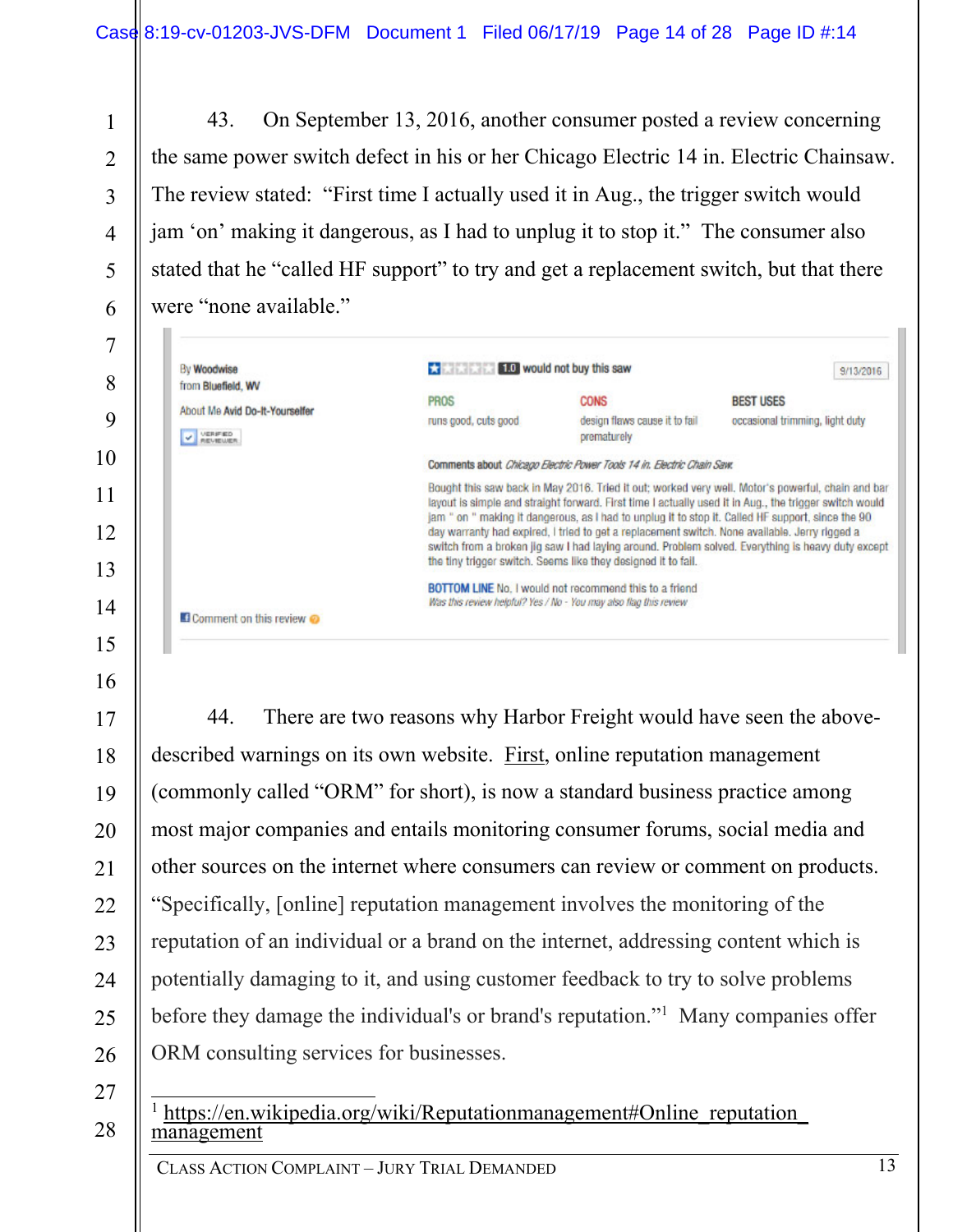43. On September 13, 2016, another consumer posted a review concerning the same power switch defect in his or her Chicago Electric 14 in. Electric Chainsaw. The review stated: "First time I actually used it in Aug., the trigger switch would jam 'on' making it dangerous, as I had to unplug it to stop it." The consumer also stated that he "called HF support" to try and get a replacement switch, but that there were "none available."

By **Woodwise**
from **Bluefield, WV**

About Me **Avid Do-It-Yourselfer**

VERIFIED REVIEWER

1.0 **would not buy this saw** 9/13/2016

| PROS | CONS | BEST USES |
|---|---|---|
| runs good, cuts good | design flaws cause it to fail prematurely | occasional trimming, light duty |

**Comments about** *Chicago Electric Power Tools 14 in. Electric Chain Saw:*

Bought this saw back in May 2016. Tried it out; worked very well. Motor's powerful, chain and bar layout is simple and straight forward. First time I actually used it in Aug., the trigger switch would jam " on " making it dangerous, as I had to unplug it to stop it. Called HF support, since the 90 day warranty had expired, I tried to get a replacement switch. None available. Jerry rigged a switch from a broken jig saw I had laying around. Problem solved. Everything is heavy duty except the tiny trigger switch. Seems like they designed it to fail.

**BOTTOM LINE** No, I would not recommend this to a friend

*Was this review helpful? Yes / No - You may also flag this review*

Comment on this review

44. There are two reasons why Harbor Freight would have seen the above-described warnings on its own website. First, online reputation management (commonly called "ORM" for short), is now a standard business practice among most major companies and entails monitoring consumer forums, social media and other sources on the internet where consumers can review or comment on products. "Specifically, [online] reputation management involves the monitoring of the reputation of an individual or a brand on the internet, addressing content which is potentially damaging to it, and using customer feedback to try to solve problems before they damage the individual's or brand's reputation."[1] Many companies offer ORM consulting services for businesses.

---

[1] https://en.wikipedia.org/wiki/Reputationmanagement#Online_reputation_management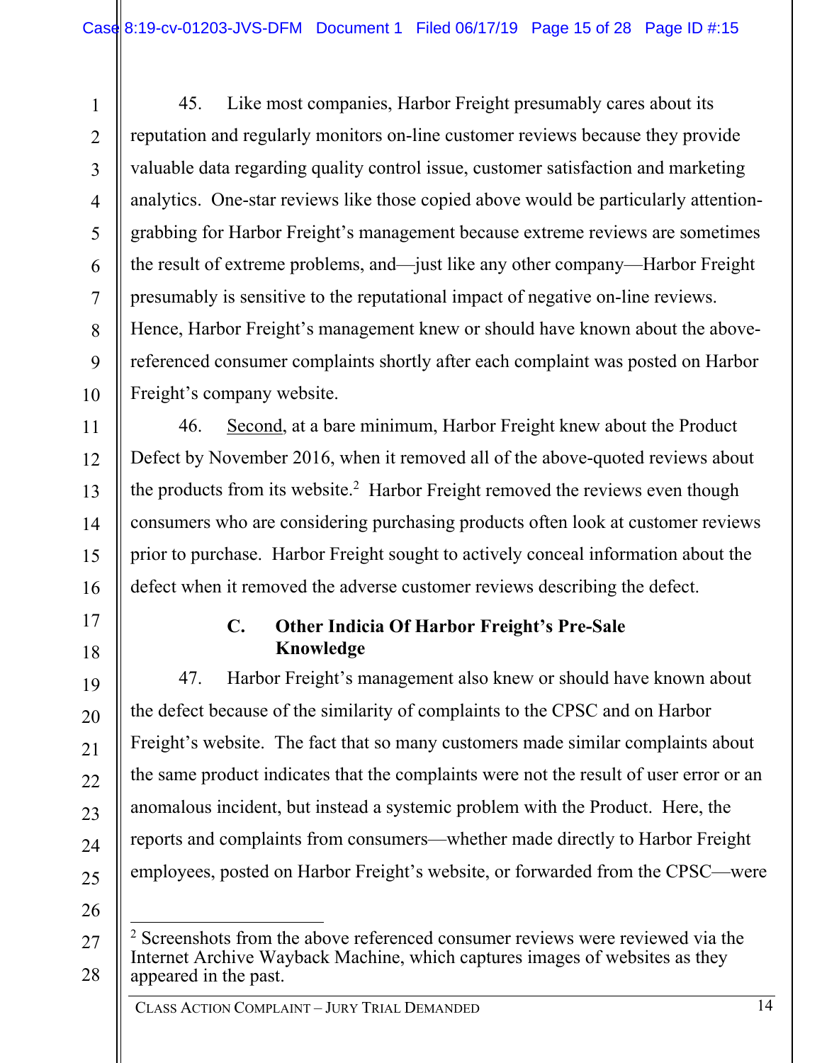45. Like most companies, Harbor Freight presumably cares about its reputation and regularly monitors on-line customer reviews because they provide valuable data regarding quality control issue, customer satisfaction and marketing analytics. One-star reviews like those copied above would be particularly attention-grabbing for Harbor Freight's management because extreme reviews are sometimes the result of extreme problems, and—just like any other company—Harbor Freight presumably is sensitive to the reputational impact of negative on-line reviews. Hence, Harbor Freight's management knew or should have known about the above-referenced consumer complaints shortly after each complaint was posted on Harbor Freight's company website.

46. Second, at a bare minimum, Harbor Freight knew about the Product Defect by November 2016, when it removed all of the above-quoted reviews about the products from its website.[2] Harbor Freight removed the reviews even though consumers who are considering purchasing products often look at customer reviews prior to purchase. Harbor Freight sought to actively conceal information about the defect when it removed the adverse customer reviews describing the defect.

### C. Other Indicia Of Harbor Freight's Pre-Sale Knowledge

47. Harbor Freight's management also knew or should have known about the defect because of the similarity of complaints to the CPSC and on Harbor Freight's website. The fact that so many customers made similar complaints about the same product indicates that the complaints were not the result of user error or an anomalous incident, but instead a systemic problem with the Product. Here, the reports and complaints from consumers—whether made directly to Harbor Freight employees, posted on Harbor Freight's website, or forwarded from the CPSC—were

---

[2] Screenshots from the above referenced consumer reviews were reviewed via the Internet Archive Wayback Machine, which captures images of websites as they appeared in the past.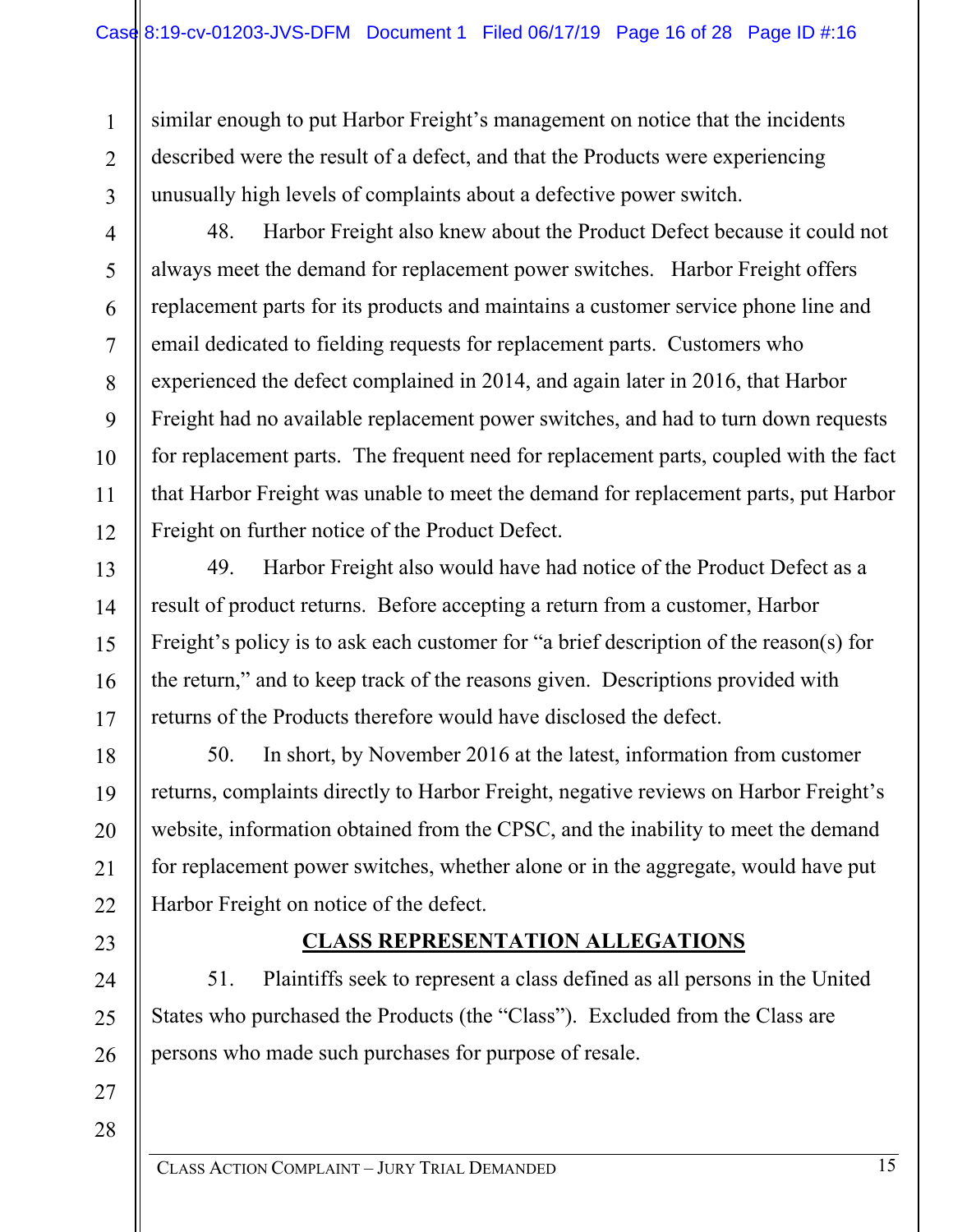similar enough to put Harbor Freight's management on notice that the incidents described were the result of a defect, and that the Products were experiencing unusually high levels of complaints about a defective power switch.

48. Harbor Freight also knew about the Product Defect because it could not always meet the demand for replacement power switches. Harbor Freight offers replacement parts for its products and maintains a customer service phone line and email dedicated to fielding requests for replacement parts. Customers who experienced the defect complained in 2014, and again later in 2016, that Harbor Freight had no available replacement power switches, and had to turn down requests for replacement parts. The frequent need for replacement parts, coupled with the fact that Harbor Freight was unable to meet the demand for replacement parts, put Harbor Freight on further notice of the Product Defect.

49. Harbor Freight also would have had notice of the Product Defect as a result of product returns. Before accepting a return from a customer, Harbor Freight's policy is to ask each customer for "a brief description of the reason(s) for the return," and to keep track of the reasons given. Descriptions provided with returns of the Products therefore would have disclosed the defect.

50. In short, by November 2016 at the latest, information from customer returns, complaints directly to Harbor Freight, negative reviews on Harbor Freight's website, information obtained from the CPSC, and the inability to meet the demand for replacement power switches, whether alone or in the aggregate, would have put Harbor Freight on notice of the defect.

## CLASS REPRESENTATION ALLEGATIONS

51. Plaintiffs seek to represent a class defined as all persons in the United States who purchased the Products (the "Class"). Excluded from the Class are persons who made such purchases for purpose of resale.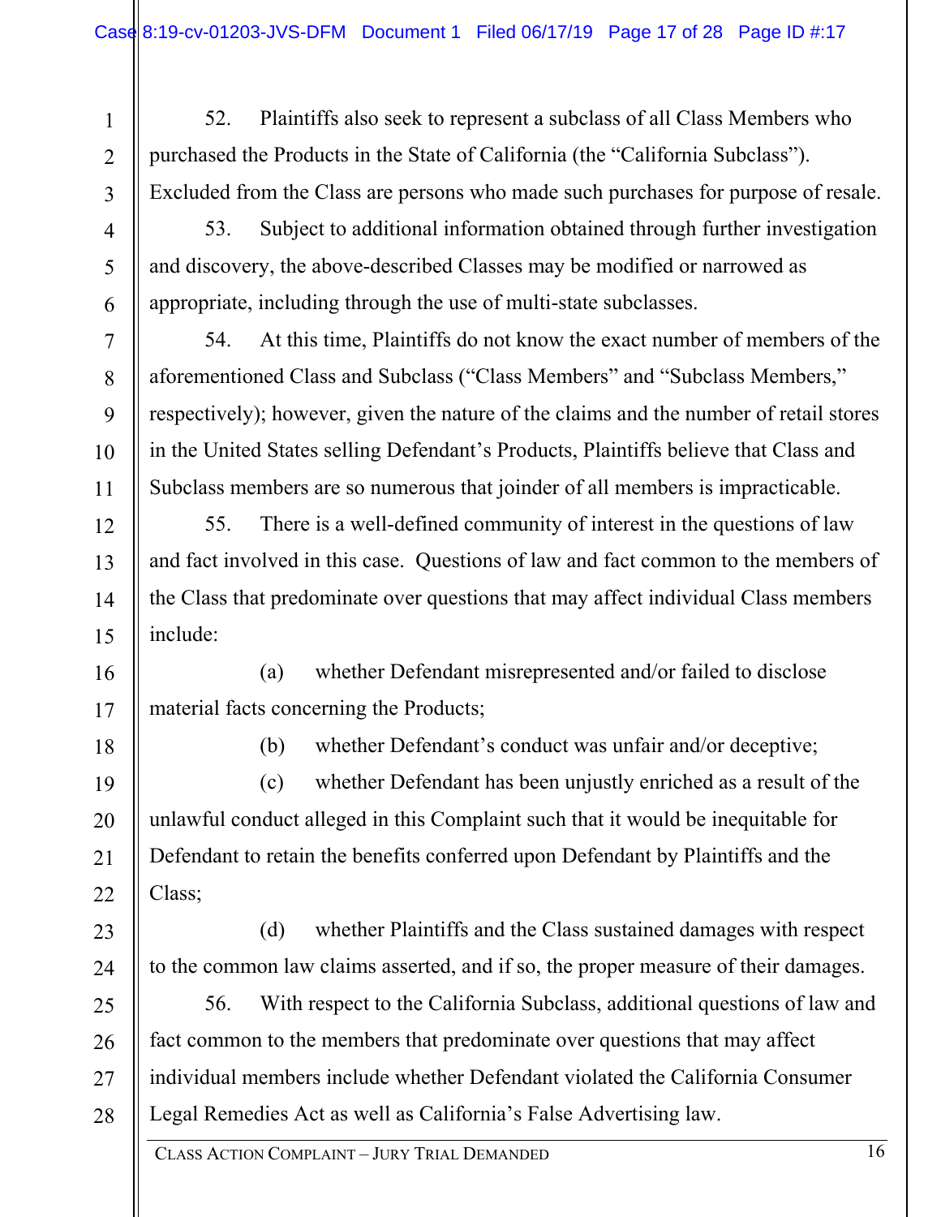52. Plaintiffs also seek to represent a subclass of all Class Members who purchased the Products in the State of California (the "California Subclass"). Excluded from the Class are persons who made such purchases for purpose of resale.

53. Subject to additional information obtained through further investigation and discovery, the above-described Classes may be modified or narrowed as appropriate, including through the use of multi-state subclasses.

54. At this time, Plaintiffs do not know the exact number of members of the aforementioned Class and Subclass ("Class Members" and "Subclass Members," respectively); however, given the nature of the claims and the number of retail stores in the United States selling Defendant's Products, Plaintiffs believe that Class and Subclass members are so numerous that joinder of all members is impracticable.

55. There is a well-defined community of interest in the questions of law and fact involved in this case. Questions of law and fact common to the members of the Class that predominate over questions that may affect individual Class members include:

(a) whether Defendant misrepresented and/or failed to disclose material facts concerning the Products;

(b) whether Defendant's conduct was unfair and/or deceptive;

(c) whether Defendant has been unjustly enriched as a result of the unlawful conduct alleged in this Complaint such that it would be inequitable for Defendant to retain the benefits conferred upon Defendant by Plaintiffs and the Class;

(d) whether Plaintiffs and the Class sustained damages with respect to the common law claims asserted, and if so, the proper measure of their damages.

56. With respect to the California Subclass, additional questions of law and fact common to the members that predominate over questions that may affect individual members include whether Defendant violated the California Consumer Legal Remedies Act as well as California's False Advertising law.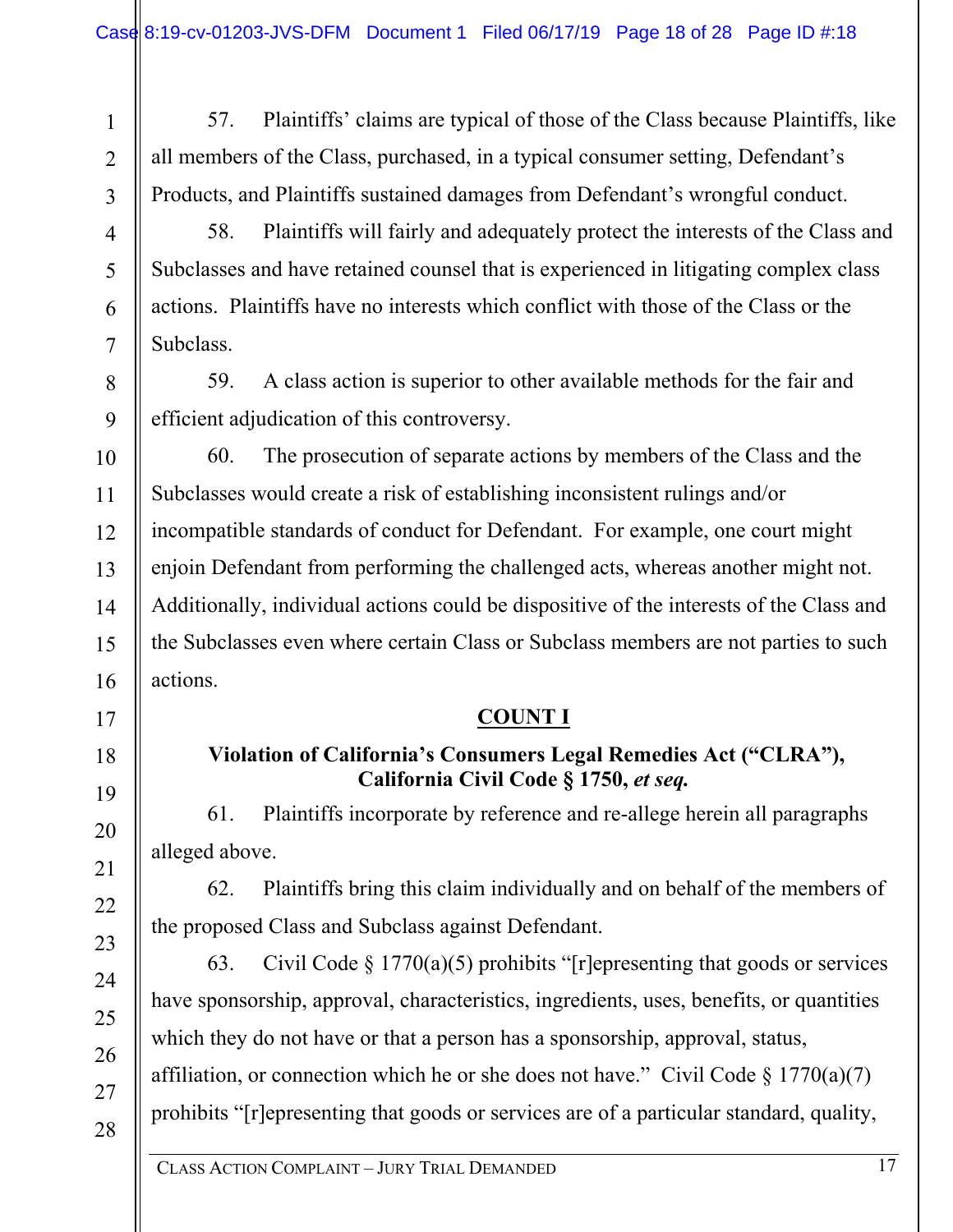57. Plaintiffs' claims are typical of those of the Class because Plaintiffs, like all members of the Class, purchased, in a typical consumer setting, Defendant's Products, and Plaintiffs sustained damages from Defendant's wrongful conduct.

58. Plaintiffs will fairly and adequately protect the interests of the Class and Subclasses and have retained counsel that is experienced in litigating complex class actions. Plaintiffs have no interests which conflict with those of the Class or the Subclass.

59. A class action is superior to other available methods for the fair and efficient adjudication of this controversy.

60. The prosecution of separate actions by members of the Class and the Subclasses would create a risk of establishing inconsistent rulings and/or incompatible standards of conduct for Defendant. For example, one court might enjoin Defendant from performing the challenged acts, whereas another might not. Additionally, individual actions could be dispositive of the interests of the Class and the Subclasses even where certain Class or Subclass members are not parties to such actions.

## COUNT I

### Violation of California's Consumers Legal Remedies Act ("CLRA"), California Civil Code § 1750, *et seq.*

61. Plaintiffs incorporate by reference and re-allege herein all paragraphs alleged above.

62. Plaintiffs bring this claim individually and on behalf of the members of the proposed Class and Subclass against Defendant.

63. Civil Code § 1770(a)(5) prohibits "[r]epresenting that goods or services have sponsorship, approval, characteristics, ingredients, uses, benefits, or quantities which they do not have or that a person has a sponsorship, approval, status, affiliation, or connection which he or she does not have." Civil Code § 1770(a)(7) prohibits "[r]epresenting that goods or services are of a particular standard, quality,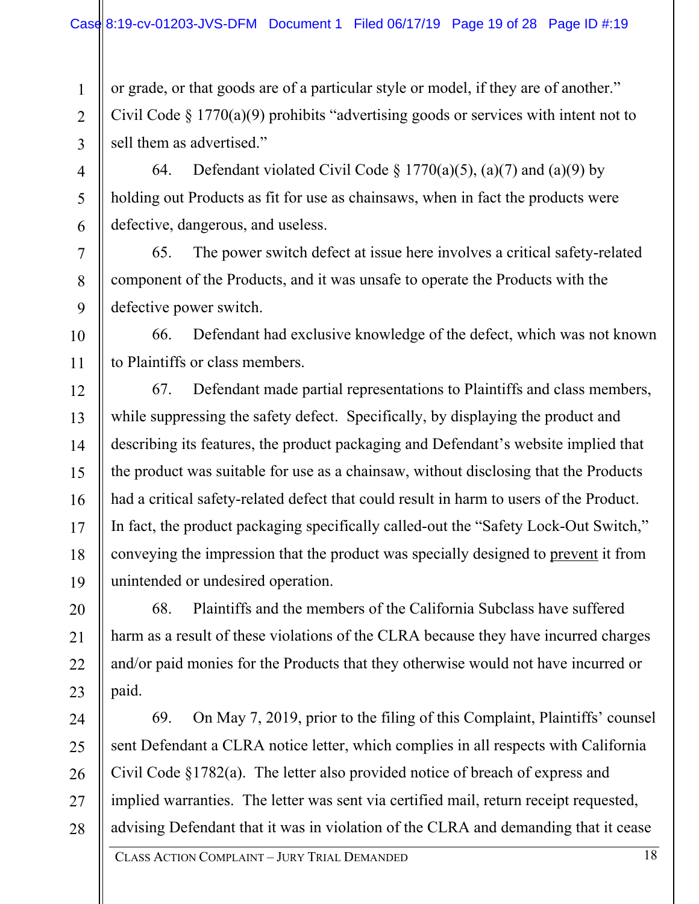or grade, or that goods are of a particular style or model, if they are of another." Civil Code § 1770(a)(9) prohibits "advertising goods or services with intent not to sell them as advertised."

64. Defendant violated Civil Code § 1770(a)(5), (a)(7) and (a)(9) by holding out Products as fit for use as chainsaws, when in fact the products were defective, dangerous, and useless.

65. The power switch defect at issue here involves a critical safety-related component of the Products, and it was unsafe to operate the Products with the defective power switch.

66. Defendant had exclusive knowledge of the defect, which was not known to Plaintiffs or class members.

67. Defendant made partial representations to Plaintiffs and class members, while suppressing the safety defect. Specifically, by displaying the product and describing its features, the product packaging and Defendant's website implied that the product was suitable for use as a chainsaw, without disclosing that the Products had a critical safety-related defect that could result in harm to users of the Product. In fact, the product packaging specifically called-out the "Safety Lock-Out Switch," conveying the impression that the product was specially designed to <u>prevent</u> it from unintended or undesired operation.

68. Plaintiffs and the members of the California Subclass have suffered harm as a result of these violations of the CLRA because they have incurred charges and/or paid monies for the Products that they otherwise would not have incurred or paid.

69. On May 7, 2019, prior to the filing of this Complaint, Plaintiffs' counsel sent Defendant a CLRA notice letter, which complies in all respects with California Civil Code §1782(a). The letter also provided notice of breach of express and implied warranties. The letter was sent via certified mail, return receipt requested, advising Defendant that it was in violation of the CLRA and demanding that it cease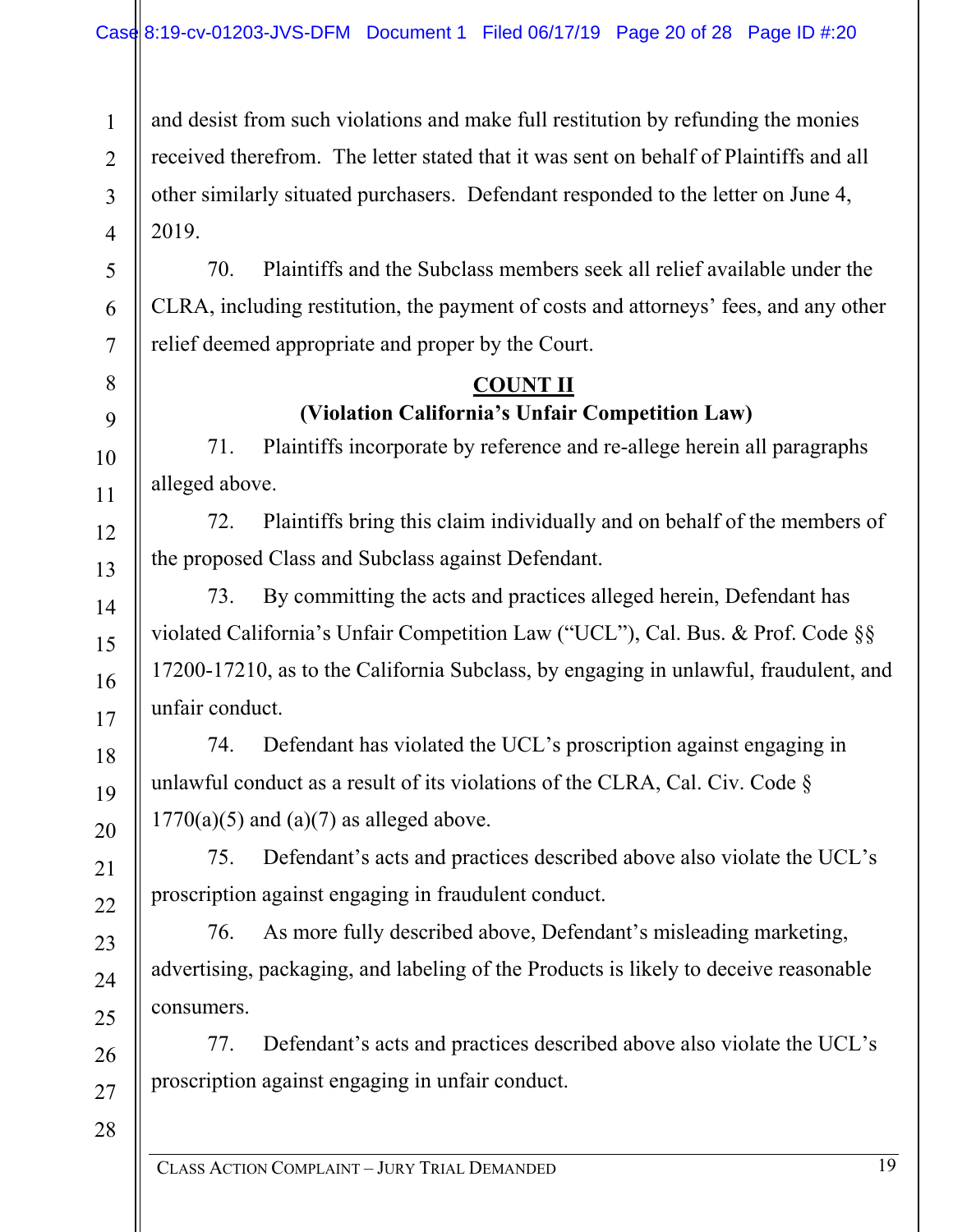and desist from such violations and make full restitution by refunding the monies received therefrom. The letter stated that it was sent on behalf of Plaintiffs and all other similarly situated purchasers. Defendant responded to the letter on June 4, 2019.

70. Plaintiffs and the Subclass members seek all relief available under the CLRA, including restitution, the payment of costs and attorneys' fees, and any other relief deemed appropriate and proper by the Court.

## COUNT II

### (Violation California's Unfair Competition Law)

71. Plaintiffs incorporate by reference and re-allege herein all paragraphs alleged above.

72. Plaintiffs bring this claim individually and on behalf of the members of the proposed Class and Subclass against Defendant.

73. By committing the acts and practices alleged herein, Defendant has violated California's Unfair Competition Law ("UCL"), Cal. Bus. & Prof. Code §§ 17200-17210, as to the California Subclass, by engaging in unlawful, fraudulent, and unfair conduct.

74. Defendant has violated the UCL's proscription against engaging in unlawful conduct as a result of its violations of the CLRA, Cal. Civ. Code § 1770(a)(5) and (a)(7) as alleged above.

75. Defendant's acts and practices described above also violate the UCL's proscription against engaging in fraudulent conduct.

76. As more fully described above, Defendant's misleading marketing, advertising, packaging, and labeling of the Products is likely to deceive reasonable consumers.

77. Defendant's acts and practices described above also violate the UCL's proscription against engaging in unfair conduct.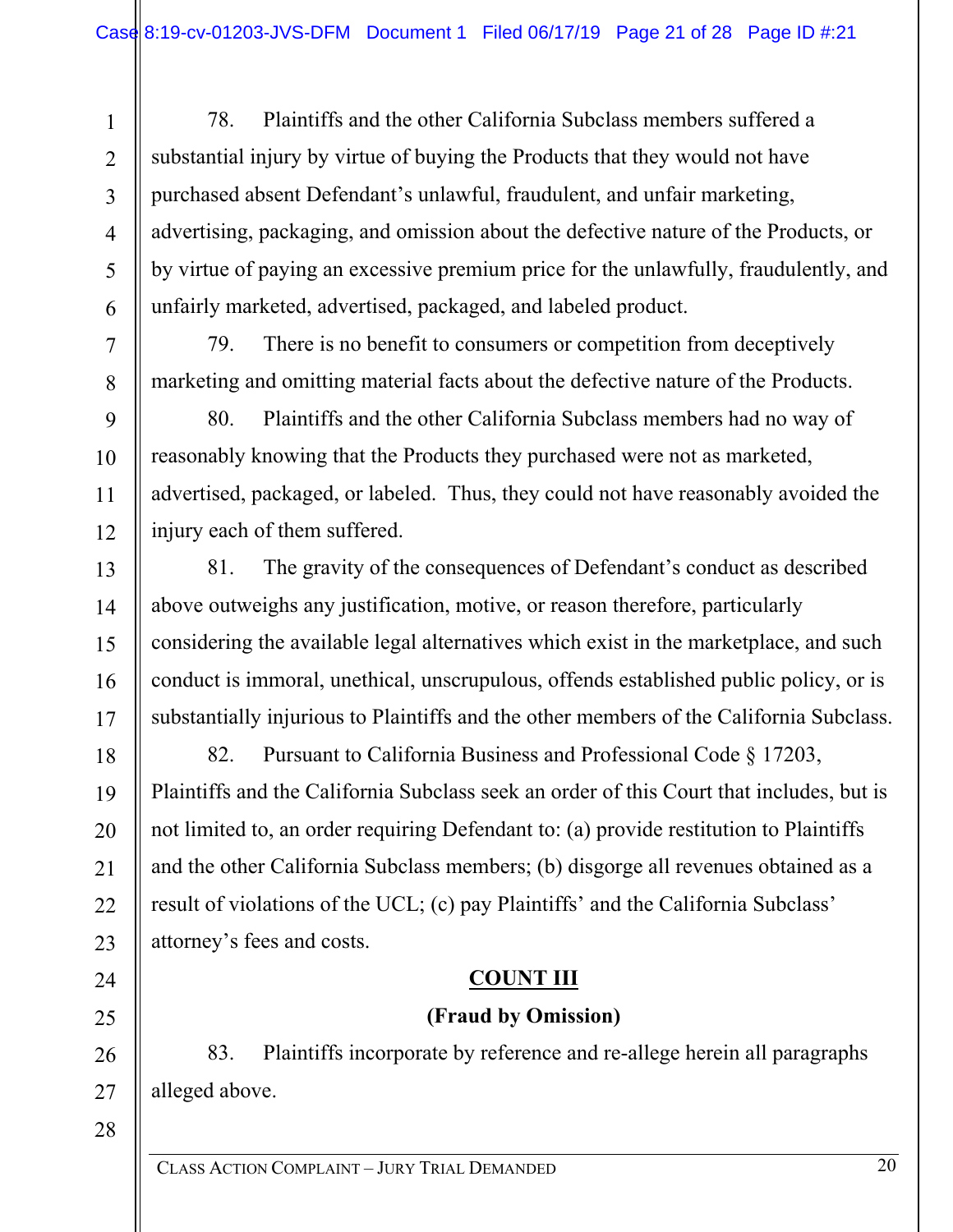78. Plaintiffs and the other California Subclass members suffered a substantial injury by virtue of buying the Products that they would not have purchased absent Defendant's unlawful, fraudulent, and unfair marketing, advertising, packaging, and omission about the defective nature of the Products, or by virtue of paying an excessive premium price for the unlawfully, fraudulently, and unfairly marketed, advertised, packaged, and labeled product.

79. There is no benefit to consumers or competition from deceptively marketing and omitting material facts about the defective nature of the Products.

80. Plaintiffs and the other California Subclass members had no way of reasonably knowing that the Products they purchased were not as marketed, advertised, packaged, or labeled. Thus, they could not have reasonably avoided the injury each of them suffered.

81. The gravity of the consequences of Defendant's conduct as described above outweighs any justification, motive, or reason therefore, particularly considering the available legal alternatives which exist in the marketplace, and such conduct is immoral, unethical, unscrupulous, offends established public policy, or is substantially injurious to Plaintiffs and the other members of the California Subclass.

82. Pursuant to California Business and Professional Code § 17203, Plaintiffs and the California Subclass seek an order of this Court that includes, but is not limited to, an order requiring Defendant to: (a) provide restitution to Plaintiffs and the other California Subclass members; (b) disgorge all revenues obtained as a result of violations of the UCL; (c) pay Plaintiffs' and the California Subclass' attorney's fees and costs.

## COUNT III

### (Fraud by Omission)

83. Plaintiffs incorporate by reference and re-allege herein all paragraphs alleged above.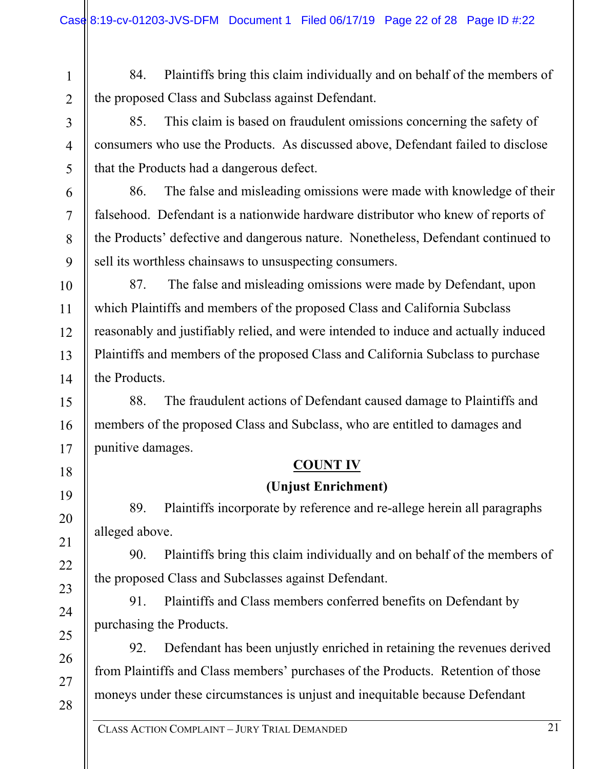84. Plaintiffs bring this claim individually and on behalf of the members of the proposed Class and Subclass against Defendant.

85. This claim is based on fraudulent omissions concerning the safety of consumers who use the Products. As discussed above, Defendant failed to disclose that the Products had a dangerous defect.

86. The false and misleading omissions were made with knowledge of their falsehood. Defendant is a nationwide hardware distributor who knew of reports of the Products' defective and dangerous nature. Nonetheless, Defendant continued to sell its worthless chainsaws to unsuspecting consumers.

87. The false and misleading omissions were made by Defendant, upon which Plaintiffs and members of the proposed Class and California Subclass reasonably and justifiably relied, and were intended to induce and actually induced Plaintiffs and members of the proposed Class and California Subclass to purchase the Products.

88. The fraudulent actions of Defendant caused damage to Plaintiffs and members of the proposed Class and Subclass, who are entitled to damages and punitive damages.

**COUNT IV**

**(Unjust Enrichment)**

89. Plaintiffs incorporate by reference and re-allege herein all paragraphs alleged above.

90. Plaintiffs bring this claim individually and on behalf of the members of the proposed Class and Subclasses against Defendant.

91. Plaintiffs and Class members conferred benefits on Defendant by purchasing the Products.

92. Defendant has been unjustly enriched in retaining the revenues derived from Plaintiffs and Class members' purchases of the Products. Retention of those moneys under these circumstances is unjust and inequitable because Defendant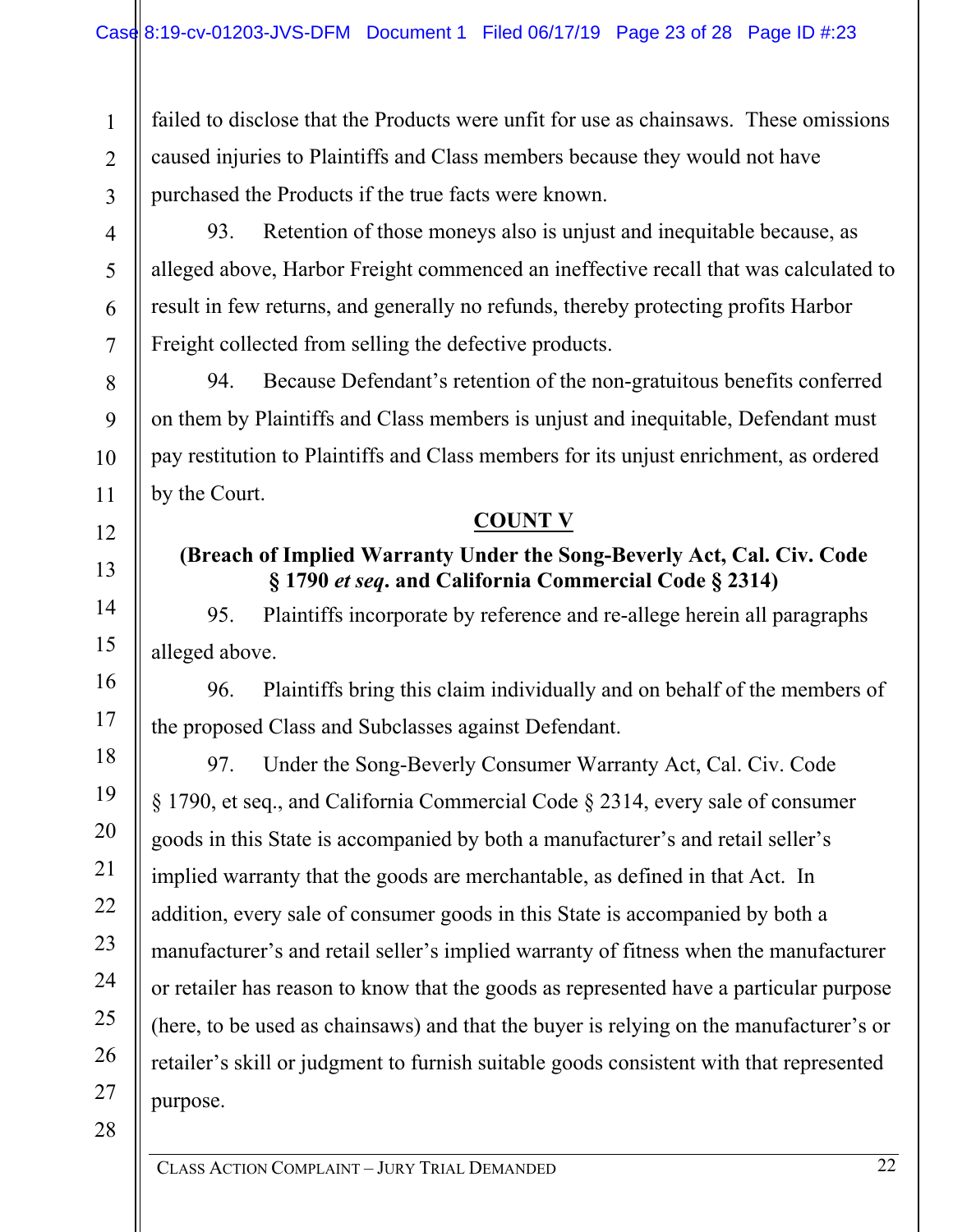failed to disclose that the Products were unfit for use as chainsaws. These omissions caused injuries to Plaintiffs and Class members because they would not have purchased the Products if the true facts were known.

93. Retention of those moneys also is unjust and inequitable because, as alleged above, Harbor Freight commenced an ineffective recall that was calculated to result in few returns, and generally no refunds, thereby protecting profits Harbor Freight collected from selling the defective products.

94. Because Defendant's retention of the non-gratuitous benefits conferred on them by Plaintiffs and Class members is unjust and inequitable, Defendant must pay restitution to Plaintiffs and Class members for its unjust enrichment, as ordered by the Court.

**COUNT V**

**(Breach of Implied Warranty Under the Song-Beverly Act, Cal. Civ. Code § 1790 *et seq*. and California Commercial Code § 2314)**

95. Plaintiffs incorporate by reference and re-allege herein all paragraphs alleged above.

96. Plaintiffs bring this claim individually and on behalf of the members of the proposed Class and Subclasses against Defendant.

97. Under the Song-Beverly Consumer Warranty Act, Cal. Civ. Code § 1790, et seq., and California Commercial Code § 2314, every sale of consumer goods in this State is accompanied by both a manufacturer's and retail seller's implied warranty that the goods are merchantable, as defined in that Act. In addition, every sale of consumer goods in this State is accompanied by both a manufacturer's and retail seller's implied warranty of fitness when the manufacturer or retailer has reason to know that the goods as represented have a particular purpose (here, to be used as chainsaws) and that the buyer is relying on the manufacturer's or retailer's skill or judgment to furnish suitable goods consistent with that represented purpose.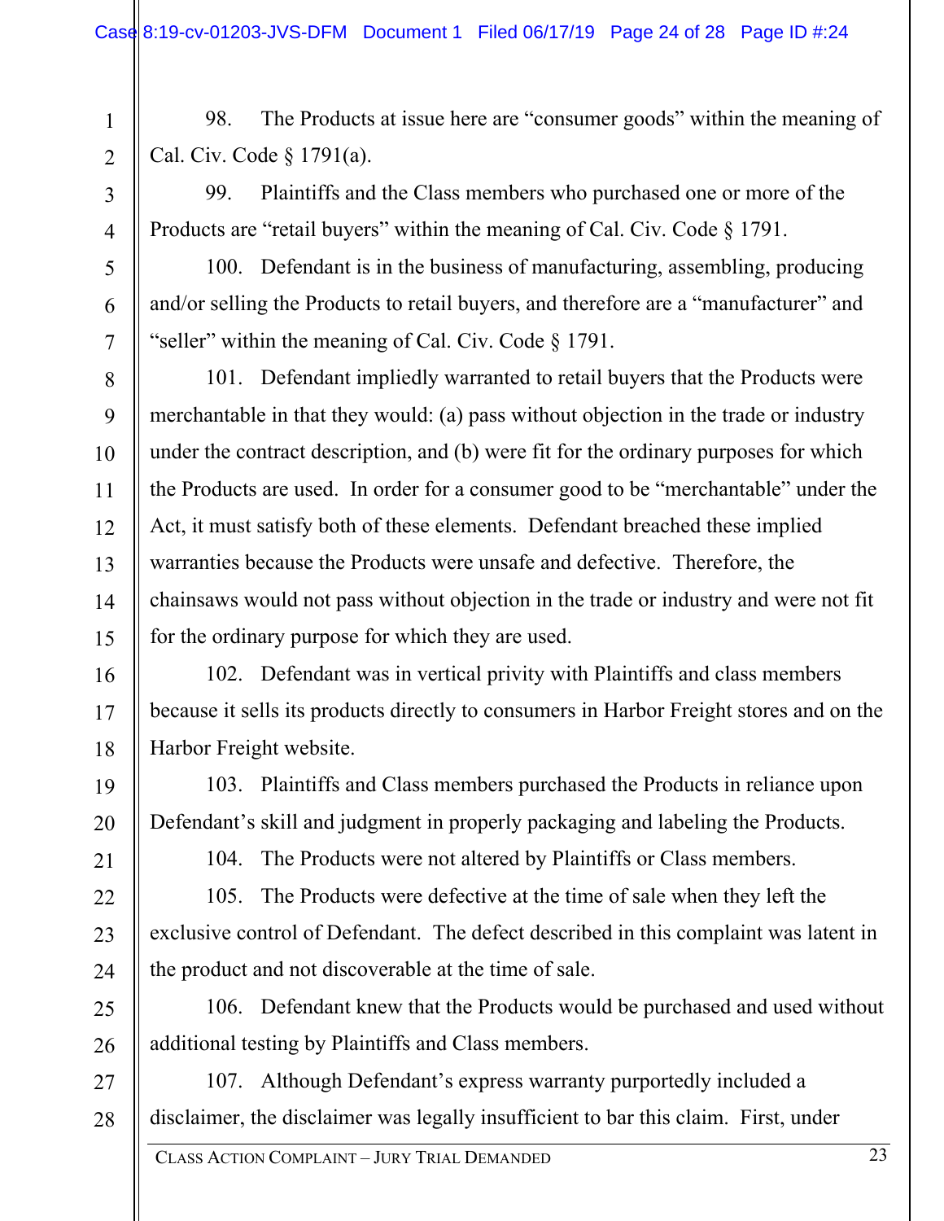98. The Products at issue here are "consumer goods" within the meaning of Cal. Civ. Code § 1791(a).

99. Plaintiffs and the Class members who purchased one or more of the Products are "retail buyers" within the meaning of Cal. Civ. Code § 1791.

100. Defendant is in the business of manufacturing, assembling, producing and/or selling the Products to retail buyers, and therefore are a "manufacturer" and "seller" within the meaning of Cal. Civ. Code § 1791.

101. Defendant impliedly warranted to retail buyers that the Products were merchantable in that they would: (a) pass without objection in the trade or industry under the contract description, and (b) were fit for the ordinary purposes for which the Products are used. In order for a consumer good to be "merchantable" under the Act, it must satisfy both of these elements. Defendant breached these implied warranties because the Products were unsafe and defective. Therefore, the chainsaws would not pass without objection in the trade or industry and were not fit for the ordinary purpose for which they are used.

102. Defendant was in vertical privity with Plaintiffs and class members because it sells its products directly to consumers in Harbor Freight stores and on the Harbor Freight website.

103. Plaintiffs and Class members purchased the Products in reliance upon Defendant's skill and judgment in properly packaging and labeling the Products.

104. The Products were not altered by Plaintiffs or Class members.

105. The Products were defective at the time of sale when they left the exclusive control of Defendant. The defect described in this complaint was latent in the product and not discoverable at the time of sale.

106. Defendant knew that the Products would be purchased and used without additional testing by Plaintiffs and Class members.

107. Although Defendant's express warranty purportedly included a disclaimer, the disclaimer was legally insufficient to bar this claim. First, under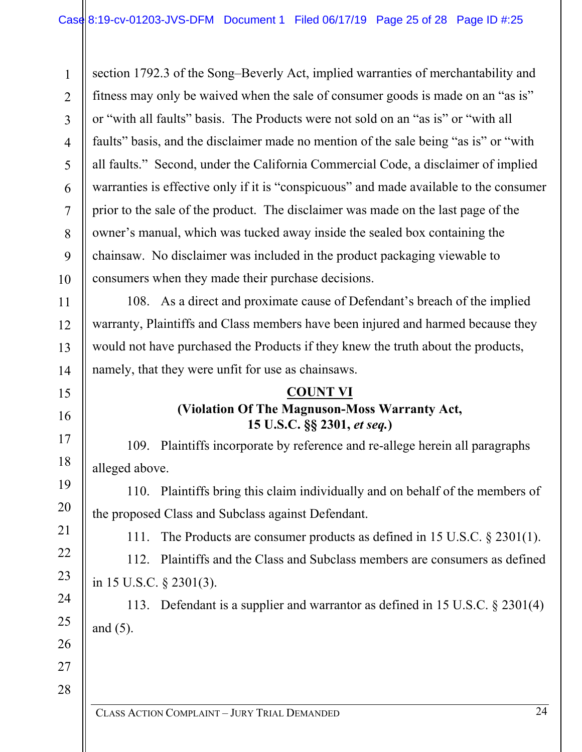section 1792.3 of the Song–Beverly Act, implied warranties of merchantability and fitness may only be waived when the sale of consumer goods is made on an "as is" or "with all faults" basis. The Products were not sold on an "as is" or "with all faults" basis, and the disclaimer made no mention of the sale being "as is" or "with all faults." Second, under the California Commercial Code, a disclaimer of implied warranties is effective only if it is "conspicuous" and made available to the consumer prior to the sale of the product. The disclaimer was made on the last page of the owner's manual, which was tucked away inside the sealed box containing the chainsaw. No disclaimer was included in the product packaging viewable to consumers when they made their purchase decisions.

108. As a direct and proximate cause of Defendant's breach of the implied warranty, Plaintiffs and Class members have been injured and harmed because they would not have purchased the Products if they knew the truth about the products, namely, that they were unfit for use as chainsaws.

**COUNT VI**

**(Violation Of The Magnuson-Moss Warranty Act, 15 U.S.C. §§ 2301, *et seq.*)**

109. Plaintiffs incorporate by reference and re-allege herein all paragraphs alleged above.

110. Plaintiffs bring this claim individually and on behalf of the members of the proposed Class and Subclass against Defendant.

111. The Products are consumer products as defined in 15 U.S.C. § 2301(1).

112. Plaintiffs and the Class and Subclass members are consumers as defined in 15 U.S.C. § 2301(3).

113. Defendant is a supplier and warrantor as defined in 15 U.S.C. § 2301(4) and (5).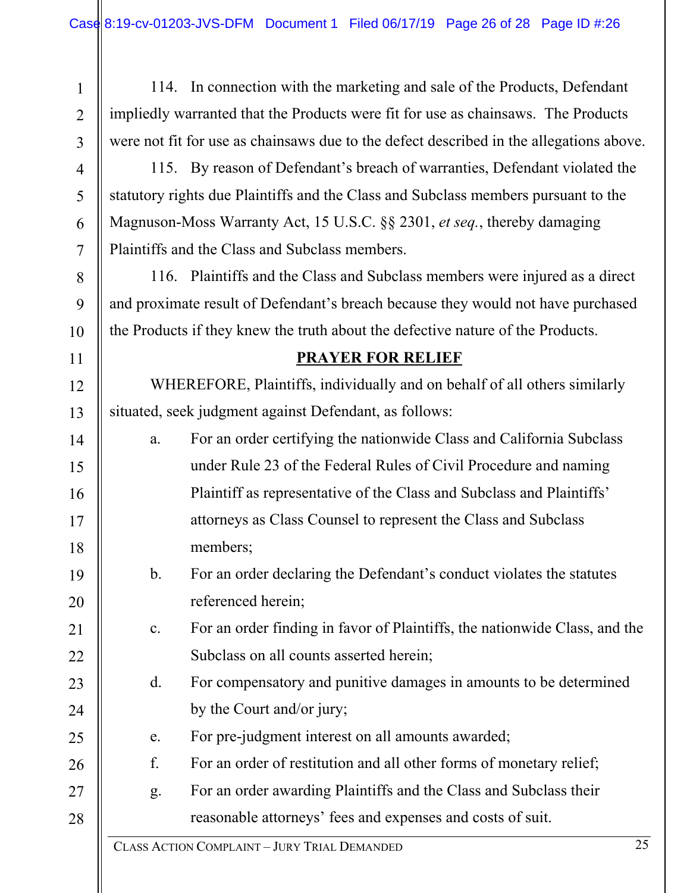114. In connection with the marketing and sale of the Products, Defendant impliedly warranted that the Products were fit for use as chainsaws. The Products were not fit for use as chainsaws due to the defect described in the allegations above.

115. By reason of Defendant's breach of warranties, Defendant violated the statutory rights due Plaintiffs and the Class and Subclass members pursuant to the Magnuson-Moss Warranty Act, 15 U.S.C. §§ 2301, *et seq.*, thereby damaging Plaintiffs and the Class and Subclass members.

116. Plaintiffs and the Class and Subclass members were injured as a direct and proximate result of Defendant's breach because they would not have purchased the Products if they knew the truth about the defective nature of the Products.

## PRAYER FOR RELIEF

WHEREFORE, Plaintiffs, individually and on behalf of all others similarly situated, seek judgment against Defendant, as follows:

a. For an order certifying the nationwide Class and California Subclass under Rule 23 of the Federal Rules of Civil Procedure and naming Plaintiff as representative of the Class and Subclass and Plaintiffs' attorneys as Class Counsel to represent the Class and Subclass members;

b. For an order declaring the Defendant's conduct violates the statutes referenced herein;

c. For an order finding in favor of Plaintiffs, the nationwide Class, and the Subclass on all counts asserted herein;

d. For compensatory and punitive damages in amounts to be determined by the Court and/or jury;

e. For pre-judgment interest on all amounts awarded;

f. For an order of restitution and all other forms of monetary relief;

g. For an order awarding Plaintiffs and the Class and Subclass their reasonable attorneys' fees and expenses and costs of suit.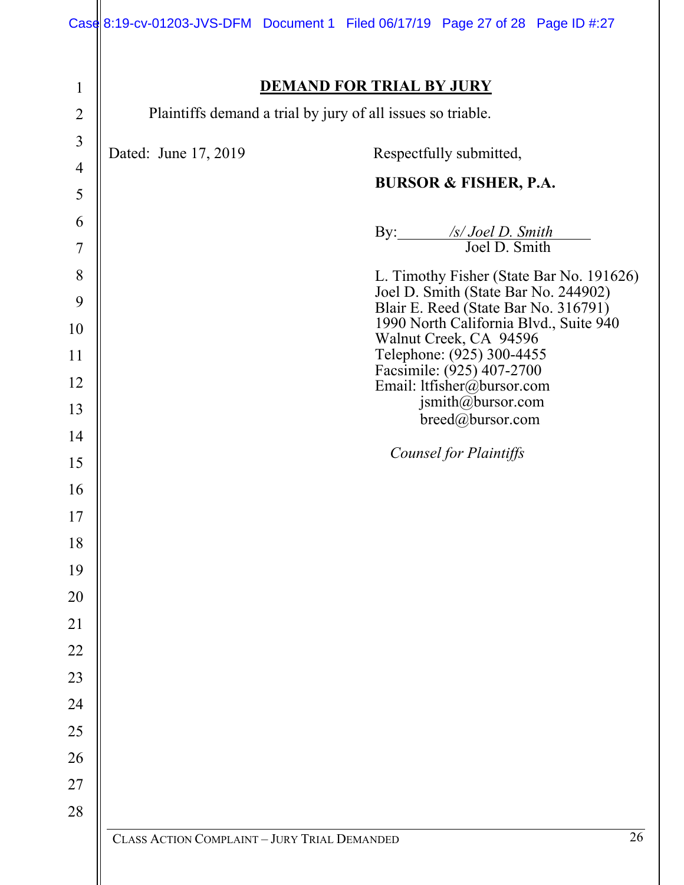## DEMAND FOR TRIAL BY JURY

Plaintiffs demand a trial by jury of all issues so triable.

Dated: June 17, 2019

Respectfully submitted,

**BURSOR & FISHER, P.A.**

By: */s/ Joel D. Smith*
Joel D. Smith

L. Timothy Fisher (State Bar No. 191626)
Joel D. Smith (State Bar No. 244902)
Blair E. Reed (State Bar No. 316791)
1990 North California Blvd., Suite 940
Walnut Creek, CA 94596
Telephone: (925) 300-4455
Facsimile: (925) 407-2700
Email: ltfisher@bursor.com
jsmith@bursor.com
breed@bursor.com

*Counsel for Plaintiffs*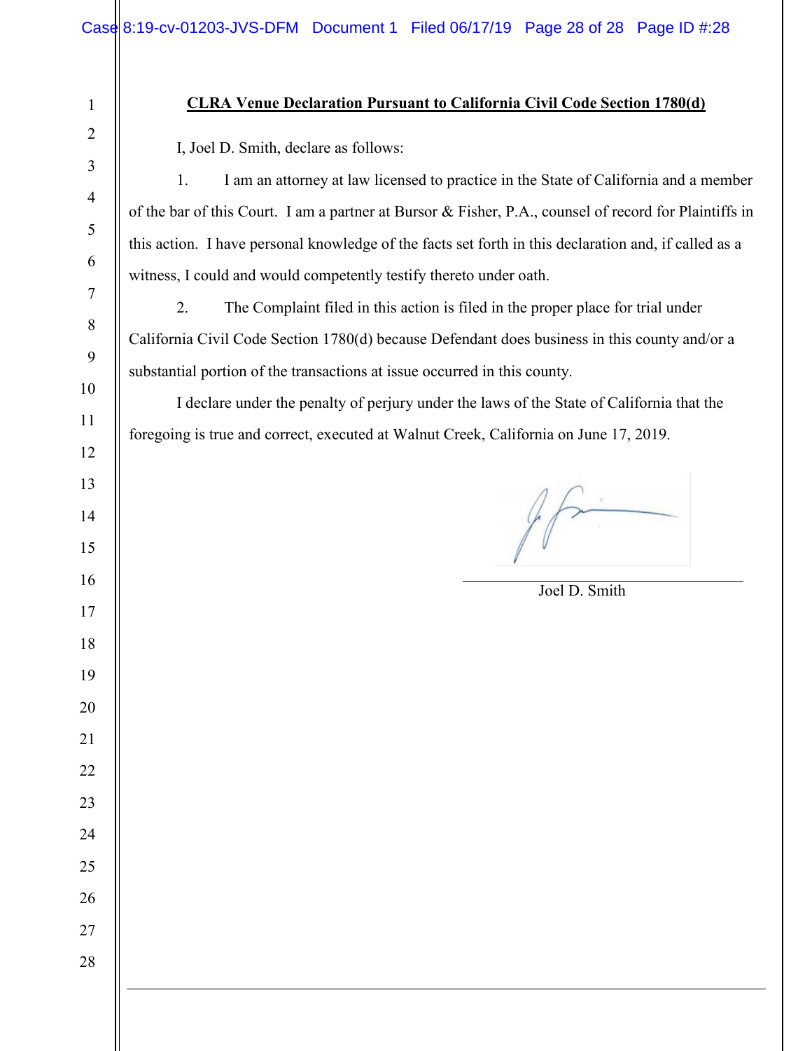**CLRA Venue Declaration Pursuant to California Civil Code Section 1780(d)**

I, Joel D. Smith, declare as follows:

1. I am an attorney at law licensed to practice in the State of California and a member of the bar of this Court. I am a partner at Bursor & Fisher, P.A., counsel of record for Plaintiffs in this action. I have personal knowledge of the facts set forth in this declaration and, if called as a witness, I could and would competently testify thereto under oath.

2. The Complaint filed in this action is filed in the proper place for trial under California Civil Code Section 1780(d) because Defendant does business in this county and/or a substantial portion of the transactions at issue occurred in this county.

I declare under the penalty of perjury under the laws of the State of California that the foregoing is true and correct, executed at Walnut Creek, California on June 17, 2019.

Joel D. Smith